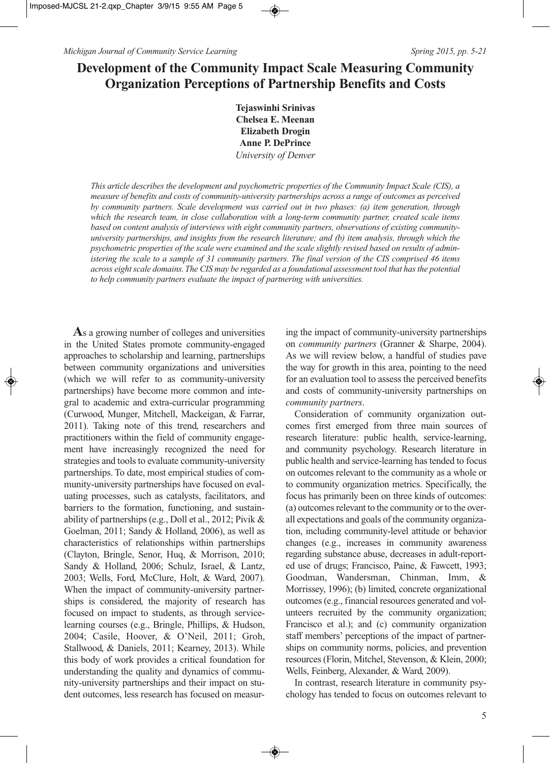# Development of the Community Impact Scale Measuring Community Organization Perceptions of Partnership Benefits and Costs

**Tejaswinhi Srinivas**
**Chelsea E. Meenan**
**Elizabeth Drogin**
**Anne P. DePrince**
*University of Denver*

*This article describes the development and psychometric properties of the Community Impact Scale (CIS), a measure of benefits and costs of community-university partnerships across a range of outcomes as perceived by community partners. Scale development was carried out in two phases: (a) item generation, through which the research team, in close collaboration with a long-term community partner, created scale items based on content analysis of interviews with eight community partners, observations of existing community-university partnerships, and insights from the research literature; and (b) item analysis, through which the psychometric properties of the scale were examined and the scale slightly revised based on results of administering the scale to a sample of 31 community partners. The final version of the CIS comprised 46 items across eight scale domains. The CIS may be regarded as a foundational assessment tool that has the potential to help community partners evaluate the impact of partnering with universities.*

**A**s a growing number of colleges and universities in the United States promote community-engaged approaches to scholarship and learning, partnerships between community organizations and universities (which we will refer to as community-university partnerships) have become more common and integral to academic and extra-curricular programming (Curwood, Munger, Mitchell, Mackeigan, & Farrar, 2011). Taking note of this trend, researchers and practitioners within the field of community engagement have increasingly recognized the need for strategies and tools to evaluate community-university partnerships. To date, most empirical studies of community-university partnerships have focused on evaluating processes, such as catalysts, facilitators, and barriers to the formation, functioning, and sustainability of partnerships (e.g., Doll et al., 2012; Pivik & Goelman, 2011; Sandy & Holland, 2006), as well as characteristics of relationships within partnerships (Clayton, Bringle, Senor, Huq, & Morrison, 2010; Sandy & Holland, 2006; Schulz, Israel, & Lantz, 2003; Wells, Ford, McClure, Holt, & Ward, 2007). When the impact of community-university partnerships is considered, the majority of research has focused on impact to students, as through service-learning courses (e.g., Bringle, Phillips, & Hudson, 2004; Casile, Hoover, & O'Neil, 2011; Groh, Stallwood, & Daniels, 2011; Kearney, 2013). While this body of work provides a critical foundation for understanding the quality and dynamics of community-university partnerships and their impact on student outcomes, less research has focused on measuring the impact of community-university partnerships on *community partners* (Granner & Sharpe, 2004). As we will review below, a handful of studies pave the way for growth in this area, pointing to the need for an evaluation tool to assess the perceived benefits and costs of community-university partnerships on *community partners*.

Consideration of community organization outcomes first emerged from three main sources of research literature: public health, service-learning, and community psychology. Research literature in public health and service-learning has tended to focus on outcomes relevant to the community as a whole or to community organization metrics. Specifically, the focus has primarily been on three kinds of outcomes: (a) outcomes relevant to the community or to the overall expectations and goals of the community organization, including community-level attitude or behavior changes (e.g., increases in community awareness regarding substance abuse, decreases in adult-reported use of drugs; Francisco, Paine, & Fawcett, 1993; Goodman, Wandersman, Chinman, Imm, & Morrissey, 1996); (b) limited, concrete organizational outcomes (e.g., financial resources generated and volunteers recruited by the community organization; Francisco et al.); and (c) community organization staff members' perceptions of the impact of partnerships on community norms, policies, and prevention resources (Florin, Mitchel, Stevenson, & Klein, 2000; Wells, Feinberg, Alexander, & Ward, 2009).

In contrast, research literature in community psychology has tended to focus on outcomes relevant to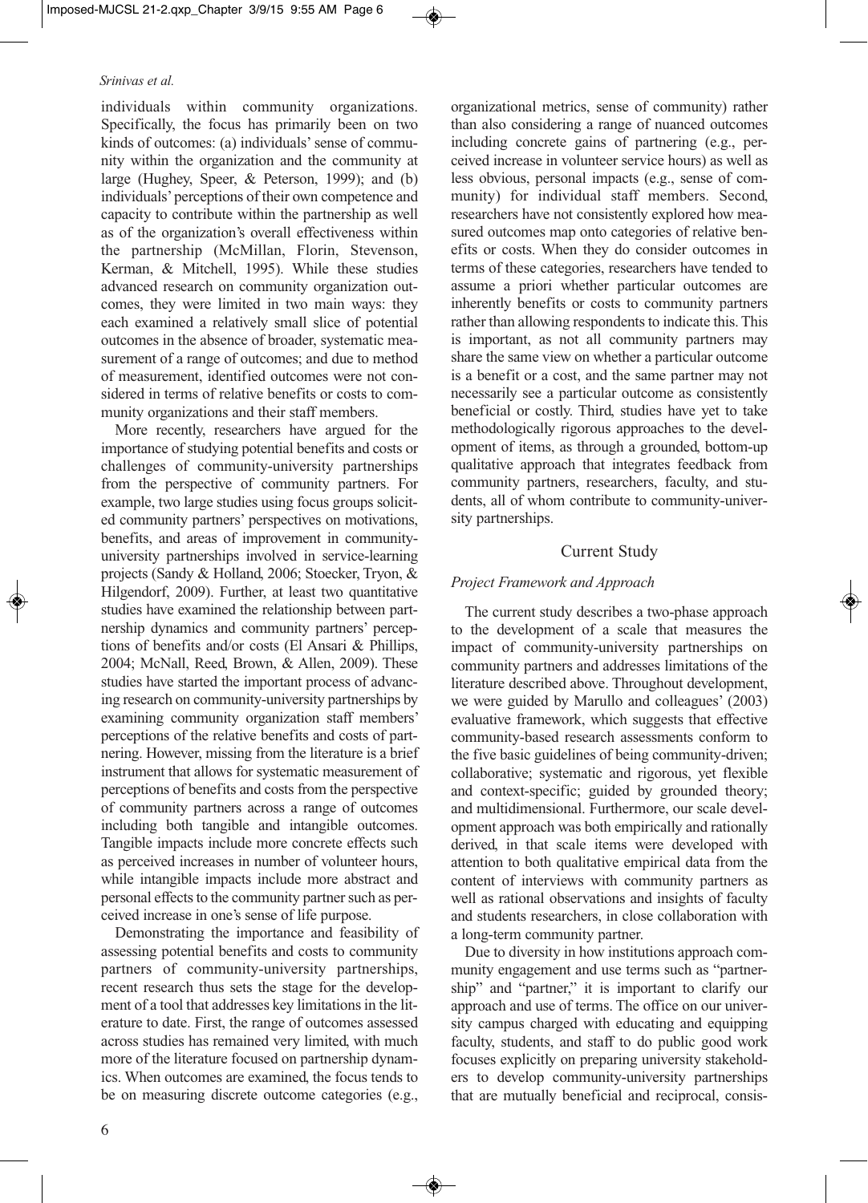individuals within community organizations. Specifically, the focus has primarily been on two kinds of outcomes: (a) individuals' sense of community within the organization and the community at large (Hughey, Speer, & Peterson, 1999); and (b) individuals' perceptions of their own competence and capacity to contribute within the partnership as well as of the organization's overall effectiveness within the partnership (McMillan, Florin, Stevenson, Kerman, & Mitchell, 1995). While these studies advanced research on community organization outcomes, they were limited in two main ways: they each examined a relatively small slice of potential outcomes in the absence of broader, systematic measurement of a range of outcomes; and due to method of measurement, identified outcomes were not considered in terms of relative benefits or costs to community organizations and their staff members.

More recently, researchers have argued for the importance of studying potential benefits and costs or challenges of community-university partnerships from the perspective of community partners. For example, two large studies using focus groups solicited community partners' perspectives on motivations, benefits, and areas of improvement in community-university partnerships involved in service-learning projects (Sandy & Holland, 2006; Stoecker, Tryon, & Hilgendorf, 2009). Further, at least two quantitative studies have examined the relationship between partnership dynamics and community partners' perceptions of benefits and/or costs (El Ansari & Phillips, 2004; McNall, Reed, Brown, & Allen, 2009). These studies have started the important process of advancing research on community-university partnerships by examining community organization staff members' perceptions of the relative benefits and costs of partnering. However, missing from the literature is a brief instrument that allows for systematic measurement of perceptions of benefits and costs from the perspective of community partners across a range of outcomes including both tangible and intangible outcomes. Tangible impacts include more concrete effects such as perceived increases in number of volunteer hours, while intangible impacts include more abstract and personal effects to the community partner such as perceived increase in one's sense of life purpose.

Demonstrating the importance and feasibility of assessing potential benefits and costs to community partners of community-university partnerships, recent research thus sets the stage for the development of a tool that addresses key limitations in the literature to date. First, the range of outcomes assessed across studies has remained very limited, with much more of the literature focused on partnership dynamics. When outcomes are examined, the focus tends to be on measuring discrete outcome categories (e.g., organizational metrics, sense of community) rather than also considering a range of nuanced outcomes including concrete gains of partnering (e.g., perceived increase in volunteer service hours) as well as less obvious, personal impacts (e.g., sense of community) for individual staff members. Second, researchers have not consistently explored how measured outcomes map onto categories of relative benefits or costs. When they do consider outcomes in terms of these categories, researchers have tended to assume a priori whether particular outcomes are inherently benefits or costs to community partners rather than allowing respondents to indicate this. This is important, as not all community partners may share the same view on whether a particular outcome is a benefit or a cost, and the same partner may not necessarily see a particular outcome as consistently beneficial or costly. Third, studies have yet to take methodologically rigorous approaches to the development of items, as through a grounded, bottom-up qualitative approach that integrates feedback from community partners, researchers, faculty, and students, all of whom contribute to community-university partnerships.

## Current Study

### *Project Framework and Approach*

The current study describes a two-phase approach to the development of a scale that measures the impact of community-university partnerships on community partners and addresses limitations of the literature described above. Throughout development, we were guided by Marullo and colleagues' (2003) evaluative framework, which suggests that effective community-based research assessments conform to the five basic guidelines of being community-driven; collaborative; systematic and rigorous, yet flexible and context-specific; guided by grounded theory; and multidimensional. Furthermore, our scale development approach was both empirically and rationally derived, in that scale items were developed with attention to both qualitative empirical data from the content of interviews with community partners as well as rational observations and insights of faculty and students researchers, in close collaboration with a long-term community partner.

Due to diversity in how institutions approach community engagement and use terms such as "partnership" and "partner," it is important to clarify our approach and use of terms. The office on our university campus charged with educating and equipping faculty, students, and staff to do public good work focuses explicitly on preparing university stakeholders to develop community-university partnerships that are mutually beneficial and reciprocal, consis-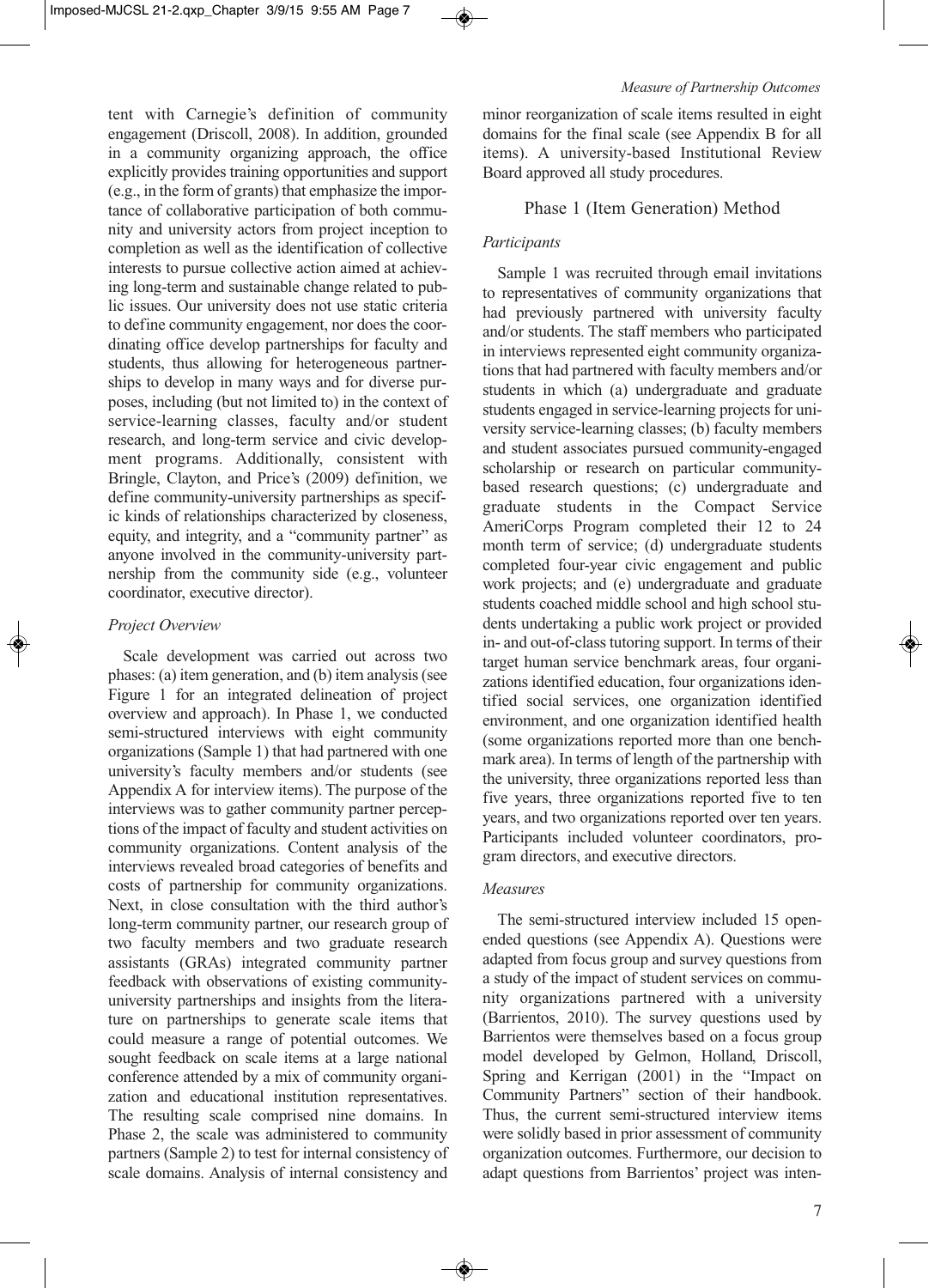tent with Carnegie's definition of community engagement (Driscoll, 2008). In addition, grounded in a community organizing approach, the office explicitly provides training opportunities and support (e.g., in the form of grants) that emphasize the importance of collaborative participation of both community and university actors from project inception to completion as well as the identification of collective interests to pursue collective action aimed at achieving long-term and sustainable change related to public issues. Our university does not use static criteria to define community engagement, nor does the coordinating office develop partnerships for faculty and students, thus allowing for heterogeneous partnerships to develop in many ways and for diverse purposes, including (but not limited to) in the context of service-learning classes, faculty and/or student research, and long-term service and civic development programs. Additionally, consistent with Bringle, Clayton, and Price's (2009) definition, we define community-university partnerships as specific kinds of relationships characterized by closeness, equity, and integrity, and a "community partner" as anyone involved in the community-university partnership from the community side (e.g., volunteer coordinator, executive director).

### *Project Overview*

Scale development was carried out across two phases: (a) item generation, and (b) item analysis (see Figure 1 for an integrated delineation of project overview and approach). In Phase 1, we conducted semi-structured interviews with eight community organizations (Sample 1) that had partnered with one university's faculty members and/or students (see Appendix A for interview items). The purpose of the interviews was to gather community partner perceptions of the impact of faculty and student activities on community organizations. Content analysis of the interviews revealed broad categories of benefits and costs of partnership for community organizations. Next, in close consultation with the third author's long-term community partner, our research group of two faculty members and two graduate research assistants (GRAs) integrated community partner feedback with observations of existing community-university partnerships and insights from the literature on partnerships to generate scale items that could measure a range of potential outcomes. We sought feedback on scale items at a large national conference attended by a mix of community organization and educational institution representatives. The resulting scale comprised nine domains. In Phase 2, the scale was administered to community partners (Sample 2) to test for internal consistency of scale domains. Analysis of internal consistency and minor reorganization of scale items resulted in eight domains for the final scale (see Appendix B for all items). A university-based Institutional Review Board approved all study procedures.

## Phase 1 (Item Generation) Method

### *Participants*

Sample 1 was recruited through email invitations to representatives of community organizations that had previously partnered with university faculty and/or students. The staff members who participated in interviews represented eight community organizations that had partnered with faculty members and/or students in which (a) undergraduate and graduate students engaged in service-learning projects for university service-learning classes; (b) faculty members and student associates pursued community-engaged scholarship or research on particular community-based research questions; (c) undergraduate and graduate students in the Compact Service AmeriCorps Program completed their 12 to 24 month term of service; (d) undergraduate students completed four-year civic engagement and public work projects; and (e) undergraduate and graduate students coached middle school and high school students undertaking a public work project or provided in- and out-of-class tutoring support. In terms of their target human service benchmark areas, four organizations identified education, four organizations identified social services, one organization identified environment, and one organization identified health (some organizations reported more than one benchmark area). In terms of length of the partnership with the university, three organizations reported less than five years, three organizations reported five to ten years, and two organizations reported over ten years. Participants included volunteer coordinators, program directors, and executive directors.

### *Measures*

The semi-structured interview included 15 open-ended questions (see Appendix A). Questions were adapted from focus group and survey questions from a study of the impact of student services on community organizations partnered with a university (Barrientos, 2010). The survey questions used by Barrientos were themselves based on a focus group model developed by Gelmon, Holland, Driscoll, Spring and Kerrigan (2001) in the "Impact on Community Partners" section of their handbook. Thus, the current semi-structured interview items were solidly based in prior assessment of community organization outcomes. Furthermore, our decision to adapt questions from Barrientos' project was inten-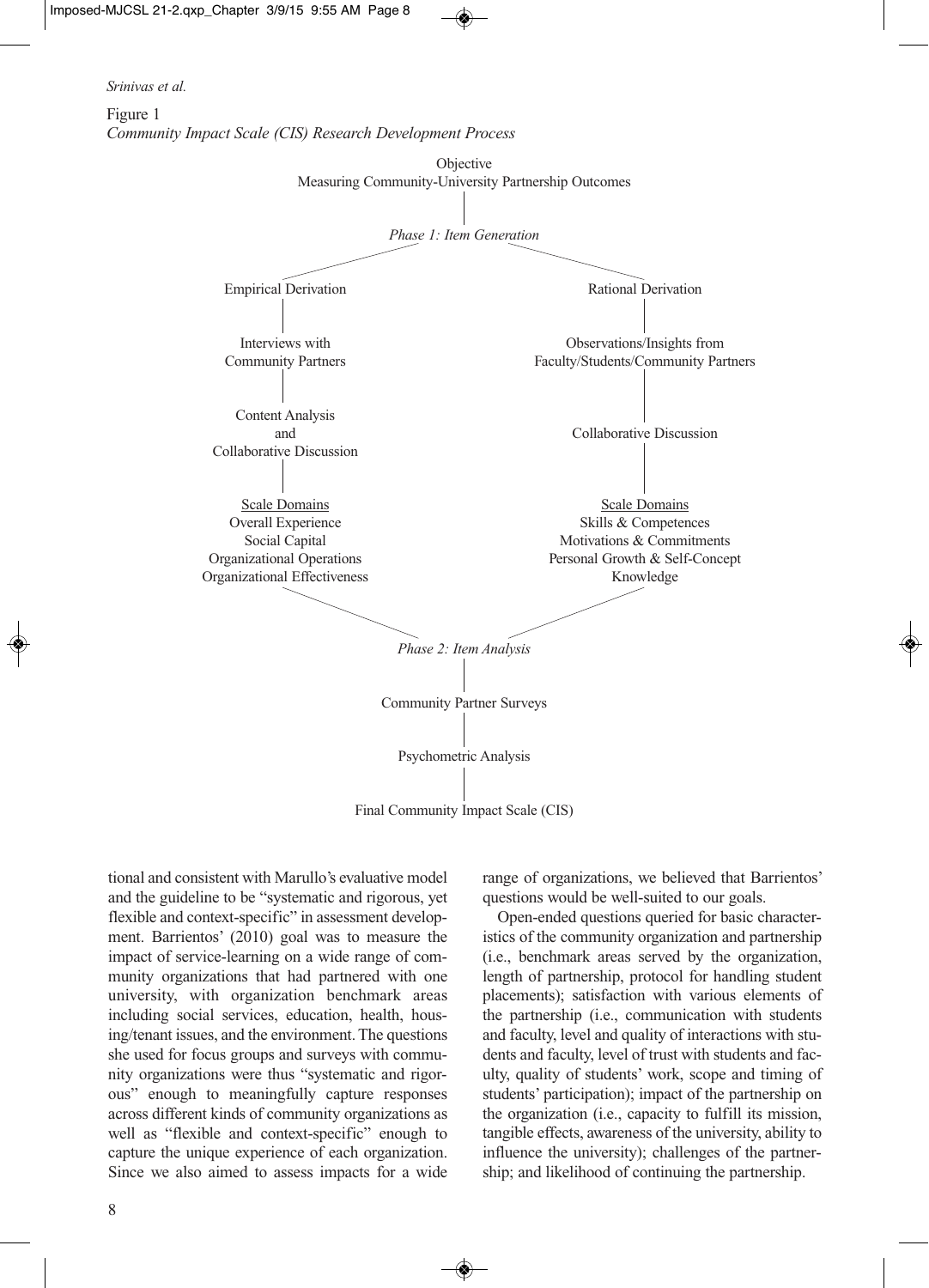Figure 1
*Community Impact Scale (CIS) Research Development Process*

Objective
Measuring Community-University Partnership Outcomes

*Phase 1: Item Generation*

Empirical Derivation
- Interviews with Community Partners
- Content Analysis and Collaborative Discussion
- Scale Domains: Overall Experience; Social Capital; Organizational Operations; Organizational Effectiveness

Rational Derivation
- Observations/Insights from Faculty/Students/Community Partners
- Collaborative Discussion
- Scale Domains: Skills & Competences; Motivations & Commitments; Personal Growth & Self-Concept; Knowledge

*Phase 2: Item Analysis*
- Community Partner Surveys
- Psychometric Analysis
- Final Community Impact Scale (CIS)

tional and consistent with Marullo's evaluative model and the guideline to be "systematic and rigorous, yet flexible and context-specific" in assessment development. Barrientos' (2010) goal was to measure the impact of service-learning on a wide range of community organizations that had partnered with one university, with organization benchmark areas including social services, education, health, housing/tenant issues, and the environment. The questions she used for focus groups and surveys with community organizations were thus "systematic and rigorous" enough to meaningfully capture responses across different kinds of community organizations as well as "flexible and context-specific" enough to capture the unique experience of each organization. Since we also aimed to assess impacts for a wide range of organizations, we believed that Barrientos' questions would be well-suited to our goals.

Open-ended questions queried for basic characteristics of the community organization and partnership (i.e., benchmark areas served by the organization, length of partnership, protocol for handling student placements); satisfaction with various elements of the partnership (i.e., communication with students and faculty, level and quality of interactions with students and faculty, level of trust with students and faculty, quality of students' work, scope and timing of students' participation); impact of the partnership on the organization (i.e., capacity to fulfill its mission, tangible effects, awareness of the university, ability to influence the university); challenges of the partnership; and likelihood of continuing the partnership.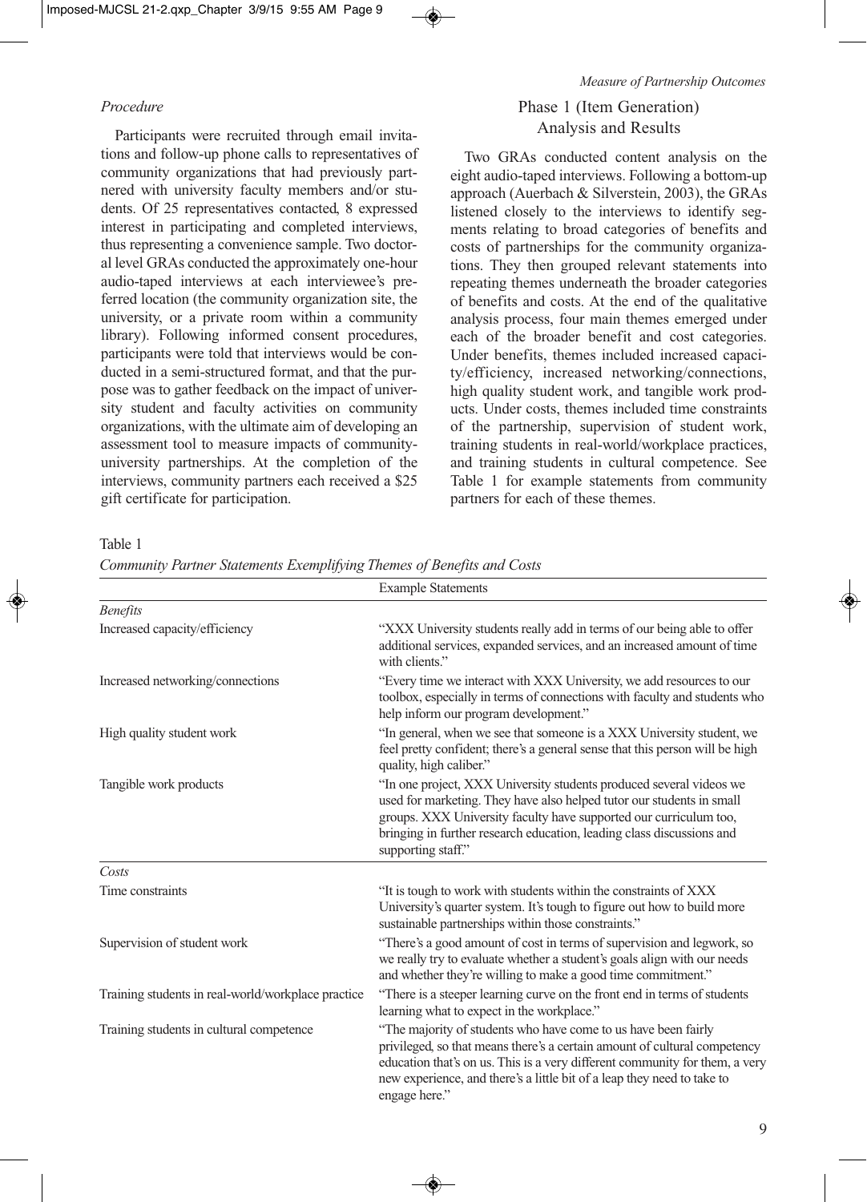### *Procedure*

Participants were recruited through email invitations and follow-up phone calls to representatives of community organizations that had previously partnered with university faculty members and/or students. Of 25 representatives contacted, 8 expressed interest in participating and completed interviews, thus representing a convenience sample. Two doctoral level GRAs conducted the approximately one-hour audio-taped interviews at each interviewee's preferred location (the community organization site, the university, or a private room within a community library). Following informed consent procedures, participants were told that interviews would be conducted in a semi-structured format, and that the purpose was to gather feedback on the impact of university student and faculty activities on community organizations, with the ultimate aim of developing an assessment tool to measure impacts of community-university partnerships. At the completion of the interviews, community partners each received a $25 gift certificate for participation.

## Phase 1 (Item Generation) Analysis and Results

Two GRAs conducted content analysis on the eight audio-taped interviews. Following a bottom-up approach (Auerbach & Silverstein, 2003), the GRAs listened closely to the interviews to identify segments relating to broad categories of benefits and costs of partnerships for the community organizations. They then grouped relevant statements into repeating themes underneath the broader categories of benefits and costs. At the end of the qualitative analysis process, four main themes emerged under each of the broader benefit and cost categories. Under benefits, themes included increased capacity/efficiency, increased networking/connections, high quality student work, and tangible work products. Under costs, themes included time constraints of the partnership, supervision of student work, training students in real-world/workplace practices, and training students in cultural competence. See Table 1 for example statements from community partners for each of these themes.

Table 1

*Community Partner Statements Exemplifying Themes of Benefits and Costs*

| | Example Statements |
|---|---|
| *Benefits* | |
| Increased capacity/efficiency | "XXX University students really add in terms of our being able to offer additional services, expanded services, and an increased amount of time with clients." |
| Increased networking/connections | "Every time we interact with XXX University, we add resources to our toolbox, especially in terms of connections with faculty and students who help inform our program development." |
| High quality student work | "In general, when we see that someone is a XXX University student, we feel pretty confident; there's a general sense that this person will be high quality, high caliber." |
| Tangible work products | "In one project, XXX University students produced several videos we used for marketing. They have also helped tutor our students in small groups. XXX University faculty have supported our curriculum too, bringing in further research education, leading class discussions and supporting staff." |
| *Costs* | |
| Time constraints | "It is tough to work with students within the constraints of XXX University's quarter system. It's tough to figure out how to build more sustainable partnerships within those constraints." |
| Supervision of student work | "There's a good amount of cost in terms of supervision and legwork, so we really try to evaluate whether a student's goals align with our needs and whether they're willing to make a good time commitment." |
| Training students in real-world/workplace practice | "There is a steeper learning curve on the front end in terms of students learning what to expect in the workplace." |
| Training students in cultural competence | "The majority of students who have come to us have been fairly privileged, so that means there's a certain amount of cultural competency education that's on us. This is a very different community for them, a very new experience, and there's a little bit of a leap they need to take to engage here." |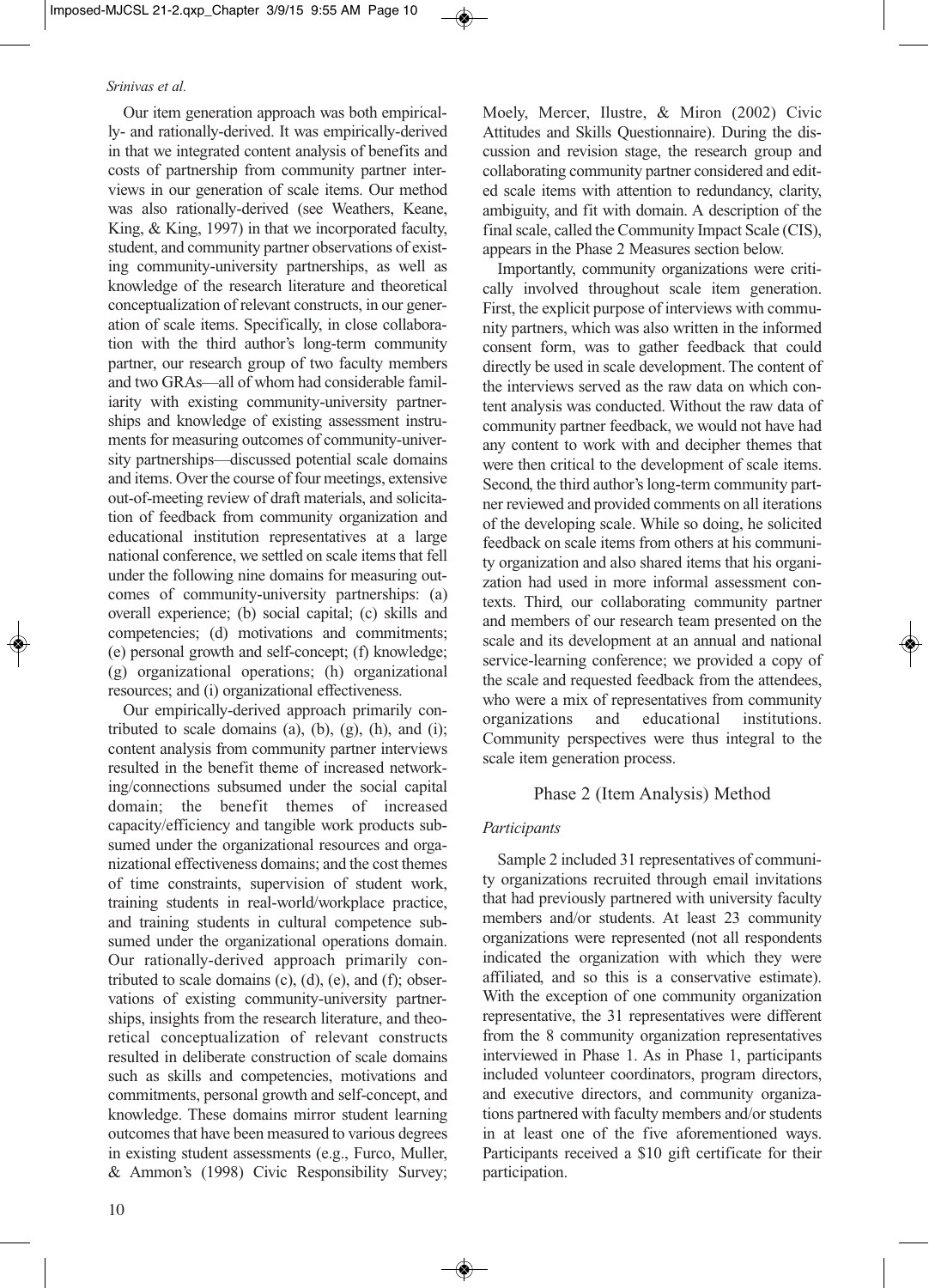Our item generation approach was both empirically- and rationally-derived. It was empirically-derived in that we integrated content analysis of benefits and costs of partnership from community partner interviews in our generation of scale items. Our method was also rationally-derived (see Weathers, Keane, King, & King, 1997) in that we incorporated faculty, student, and community partner observations of existing community-university partnerships, as well as knowledge of the research literature and theoretical conceptualization of relevant constructs, in our generation of scale items. Specifically, in close collaboration with the third author's long-term community partner, our research group of two faculty members and two GRAs—all of whom had considerable familiarity with existing community-university partnerships and knowledge of existing assessment instruments for measuring outcomes of community-university partnerships—discussed potential scale domains and items. Over the course of four meetings, extensive out-of-meeting review of draft materials, and solicitation of feedback from community organization and educational institution representatives at a large national conference, we settled on scale items that fell under the following nine domains for measuring outcomes of community-university partnerships: (a) overall experience; (b) social capital; (c) skills and competencies; (d) motivations and commitments; (e) personal growth and self-concept; (f) knowledge; (g) organizational operations; (h) organizational resources; and (i) organizational effectiveness.

Our empirically-derived approach primarily contributed to scale domains (a), (b), (g), (h), and (i); content analysis from community partner interviews resulted in the benefit theme of increased networking/connections subsumed under the social capital domain; the benefit themes of increased capacity/efficiency and tangible work products subsumed under the organizational resources and organizational effectiveness domains; and the cost themes of time constraints, supervision of student work, training students in real-world/workplace practice, and training students in cultural competence subsumed under the organizational operations domain. Our rationally-derived approach primarily contributed to scale domains (c), (d), (e), and (f); observations of existing community-university partnerships, insights from the research literature, and theoretical conceptualization of relevant constructs resulted in deliberate construction of scale domains such as skills and competencies, motivations and commitments, personal growth and self-concept, and knowledge. These domains mirror student learning outcomes that have been measured to various degrees in existing student assessments (e.g., Furco, Muller, & Ammon's (1998) Civic Responsibility Survey; Moely, Mercer, Ilustre, & Miron (2002) Civic Attitudes and Skills Questionnaire). During the discussion and revision stage, the research group and collaborating community partner considered and edited scale items with attention to redundancy, clarity, ambiguity, and fit with domain. A description of the final scale, called the Community Impact Scale (CIS), appears in the Phase 2 Measures section below.

Importantly, community organizations were critically involved throughout scale item generation. First, the explicit purpose of interviews with community partners, which was also written in the informed consent form, was to gather feedback that could directly be used in scale development. The content of the interviews served as the raw data on which content analysis was conducted. Without the raw data of community partner feedback, we would not have had any content to work with and decipher themes that were then critical to the development of scale items. Second, the third author's long-term community partner reviewed and provided comments on all iterations of the developing scale. While so doing, he solicited feedback on scale items from others at his community organization and also shared items that his organization had used in more informal assessment contexts. Third, our collaborating community partner and members of our research team presented on the scale and its development at an annual and national service-learning conference; we provided a copy of the scale and requested feedback from the attendees, who were a mix of representatives from community organizations and educational institutions. Community perspectives were thus integral to the scale item generation process.

## Phase 2 (Item Analysis) Method

### *Participants*

Sample 2 included 31 representatives of community organizations recruited through email invitations that had previously partnered with university faculty members and/or students. At least 23 community organizations were represented (not all respondents indicated the organization with which they were affiliated, and so this is a conservative estimate). With the exception of one community organization representative, the 31 representatives were different from the 8 community organization representatives interviewed in Phase 1. As in Phase 1, participants included volunteer coordinators, program directors, and executive directors, and community organizations partnered with faculty members and/or students in at least one of the five aforementioned ways. Participants received a $10 gift certificate for their participation.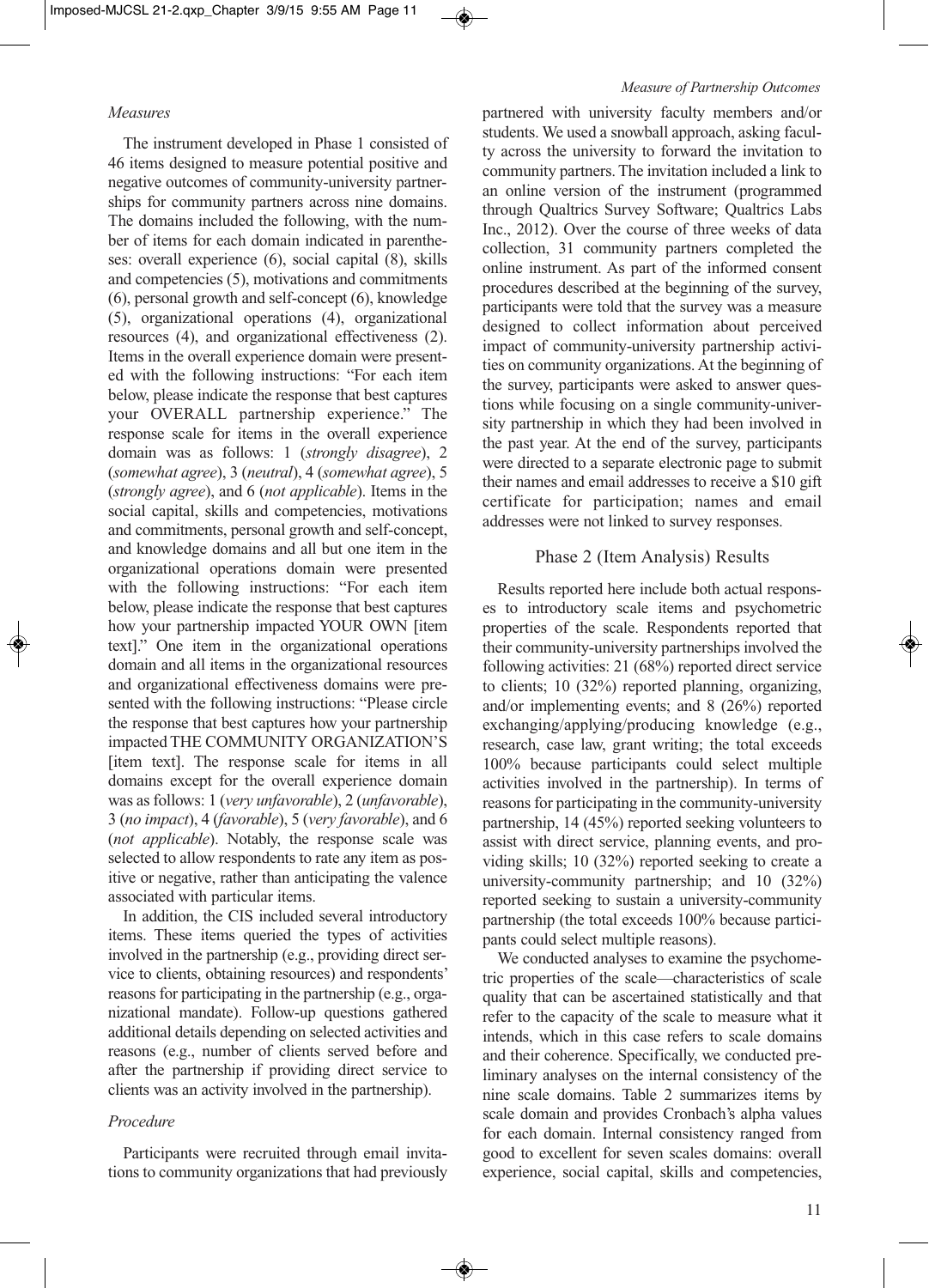### *Measures*

The instrument developed in Phase 1 consisted of 46 items designed to measure potential positive and negative outcomes of community-university partnerships for community partners across nine domains. The domains included the following, with the number of items for each domain indicated in parentheses: overall experience (6), social capital (8), skills and competencies (5), motivations and commitments (6), personal growth and self-concept (6), knowledge (5), organizational operations (4), organizational resources (4), and organizational effectiveness (2). Items in the overall experience domain were presented with the following instructions: "For each item below, please indicate the response that best captures your OVERALL partnership experience." The response scale for items in the overall experience domain was as follows: 1 (*strongly disagree*), 2 (*somewhat agree*), 3 (*neutral*), 4 (*somewhat agree*), 5 (*strongly agree*), and 6 (*not applicable*). Items in the social capital, skills and competencies, motivations and commitments, personal growth and self-concept, and knowledge domains and all but one item in the organizational operations domain were presented with the following instructions: "For each item below, please indicate the response that best captures how your partnership impacted YOUR OWN [item text]." One item in the organizational operations domain and all items in the organizational resources and organizational effectiveness domains were presented with the following instructions: "Please circle the response that best captures how your partnership impacted THE COMMUNITY ORGANIZATION'S [item text]. The response scale for items in all domains except for the overall experience domain was as follows: 1 (*very unfavorable*), 2 (*unfavorable*), 3 (*no impact*), 4 (*favorable*), 5 (*very favorable*), and 6 (*not applicable*). Notably, the response scale was selected to allow respondents to rate any item as positive or negative, rather than anticipating the valence associated with particular items.

In addition, the CIS included several introductory items. These items queried the types of activities involved in the partnership (e.g., providing direct service to clients, obtaining resources) and respondents' reasons for participating in the partnership (e.g., organizational mandate). Follow-up questions gathered additional details depending on selected activities and reasons (e.g., number of clients served before and after the partnership if providing direct service to clients was an activity involved in the partnership).

### *Procedure*

Participants were recruited through email invitations to community organizations that had previously partnered with university faculty members and/or students. We used a snowball approach, asking faculty across the university to forward the invitation to community partners. The invitation included a link to an online version of the instrument (programmed through Qualtrics Survey Software; Qualtrics Labs Inc., 2012). Over the course of three weeks of data collection, 31 community partners completed the online instrument. As part of the informed consent procedures described at the beginning of the survey, participants were told that the survey was a measure designed to collect information about perceived impact of community-university partnership activities on community organizations. At the beginning of the survey, participants were asked to answer questions while focusing on a single community-university partnership in which they had been involved in the past year. At the end of the survey, participants were directed to a separate electronic page to submit their names and email addresses to receive a $10 gift certificate for participation; names and email addresses were not linked to survey responses.

## Phase 2 (Item Analysis) Results

Results reported here include both actual responses to introductory scale items and psychometric properties of the scale. Respondents reported that their community-university partnerships involved the following activities: 21 (68%) reported direct service to clients; 10 (32%) reported planning, organizing, and/or implementing events; and 8 (26%) reported exchanging/applying/producing knowledge (e.g., research, case law, grant writing; the total exceeds 100% because participants could select multiple activities involved in the partnership). In terms of reasons for participating in the community-university partnership, 14 (45%) reported seeking volunteers to assist with direct service, planning events, and providing skills; 10 (32%) reported seeking to create a university-community partnership; and 10 (32%) reported seeking to sustain a university-community partnership (the total exceeds 100% because participants could select multiple reasons).

We conducted analyses to examine the psychometric properties of the scale—characteristics of scale quality that can be ascertained statistically and that refer to the capacity of the scale to measure what it intends, which in this case refers to scale domains and their coherence. Specifically, we conducted preliminary analyses on the internal consistency of the nine scale domains. Table 2 summarizes items by scale domain and provides Cronbach's alpha values for each domain. Internal consistency ranged from good to excellent for seven scales domains: overall experience, social capital, skills and competencies,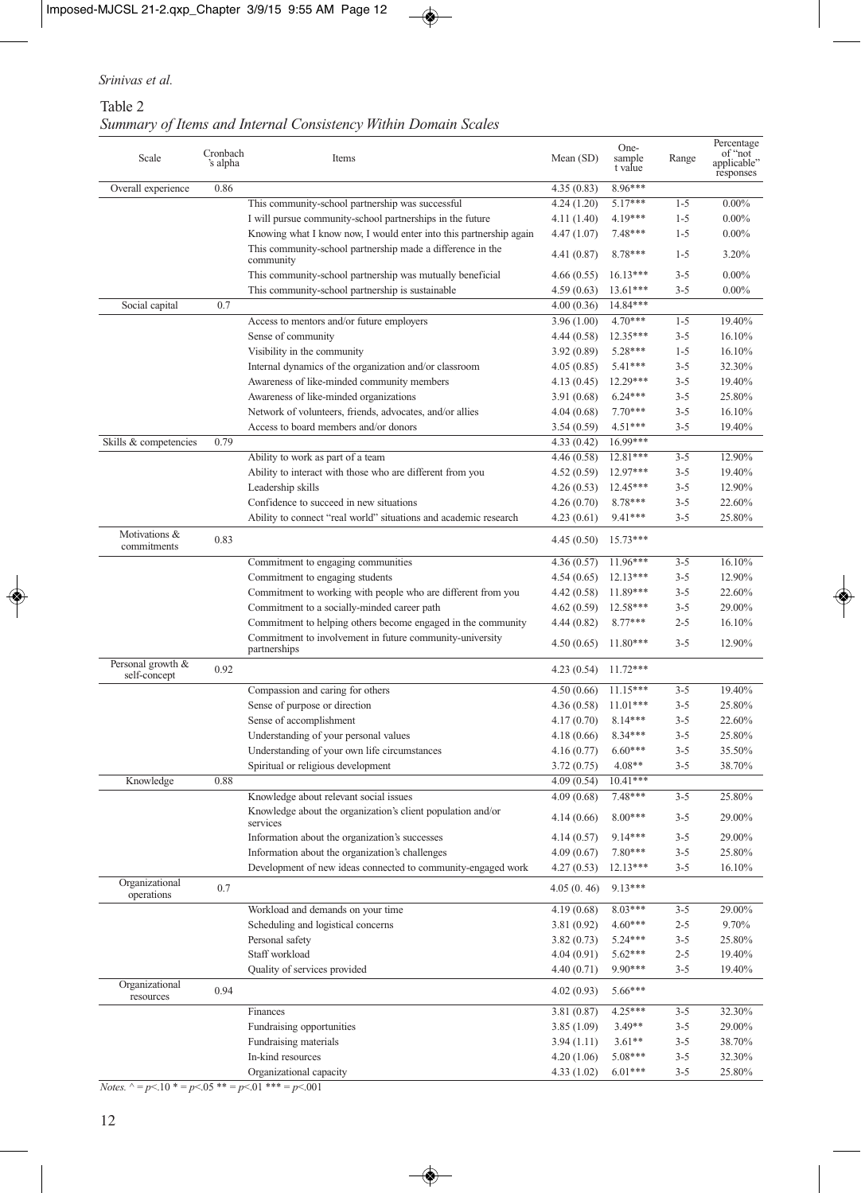Table 2
*Summary of Items and Internal Consistency Within Domain Scales*

| Scale | Cronbach's alpha | Items | Mean (SD) | One-sample t value | Range | Percentage of "not applicable" responses |
|---|---|---|---|---|---|---|
| Overall experience | 0.86 | | 4.35 (0.83) | 8.96*** | | |
| | | This community-school partnership was successful | 4.24 (1.20) | 5.17*** | 1-5 | 0.00% |
| | | I will pursue community-school partnerships in the future | 4.11 (1.40) | 4.19*** | 1-5 | 0.00% |
| | | Knowing what I know now, I would enter into this partnership again | 4.47 (1.07) | 7.48*** | 1-5 | 0.00% |
| | | This community-school partnership made a difference in the community | 4.41 (0.87) | 8.78*** | 1-5 | 3.20% |
| | | This community-school partnership was mutually beneficial | 4.66 (0.55) | 16.13*** | 3-5 | 0.00% |
| | | This community-school partnership is sustainable | 4.59 (0.63) | 13.61*** | 3-5 | 0.00% |
| Social capital | 0.7 | | 4.00 (0.36) | 14.84*** | | |
| | | Access to mentors and/or future employers | 3.96 (1.00) | 4.70*** | 1-5 | 19.40% |
| | | Sense of community | 4.44 (0.58) | 12.35*** | 3-5 | 16.10% |
| | | Visibility in the community | 3.92 (0.89) | 5.28*** | 1-5 | 16.10% |
| | | Internal dynamics of the organization and/or classroom | 4.05 (0.85) | 5.41*** | 3-5 | 32.30% |
| | | Awareness of like-minded community members | 4.13 (0.45) | 12.29*** | 3-5 | 19.40% |
| | | Awareness of like-minded organizations | 3.91 (0.68) | 6.24*** | 3-5 | 25.80% |
| | | Network of volunteers, friends, advocates, and/or allies | 4.04 (0.68) | 7.70*** | 3-5 | 16.10% |
| | | Access to board members and/or donors | 3.54 (0.59) | 4.51*** | 3-5 | 19.40% |
| Skills & competencies | 0.79 | | 4.33 (0.42) | 16.99*** | | |
| | | Ability to work as part of a team | 4.46 (0.58) | 12.81*** | 3-5 | 12.90% |
| | | Ability to interact with those who are different from you | 4.52 (0.59) | 12.97*** | 3-5 | 19.40% |
| | | Leadership skills | 4.26 (0.53) | 12.45*** | 3-5 | 12.90% |
| | | Confidence to succeed in new situations | 4.26 (0.70) | 8.78*** | 3-5 | 22.60% |
| | | Ability to connect "real world" situations and academic research | 4.23 (0.61) | 9.41*** | 3-5 | 25.80% |
| Motivations & commitments | 0.83 | | 4.45 (0.50) | 15.73*** | | |
| | | Commitment to engaging communities | 4.36 (0.57) | 11.96*** | 3-5 | 16.10% |
| | | Commitment to engaging students | 4.54 (0.65) | 12.13*** | 3-5 | 12.90% |
| | | Commitment to working with people who are different from you | 4.42 (0.58) | 11.89*** | 3-5 | 22.60% |
| | | Commitment to a socially-minded career path | 4.62 (0.59) | 12.58*** | 3-5 | 29.00% |
| | | Commitment to helping others become engaged in the community | 4.44 (0.82) | 8.77*** | 2-5 | 16.10% |
| | | Commitment to involvement in future community-university partnerships | 4.50 (0.65) | 11.80*** | 3-5 | 12.90% |
| Personal growth & self-concept | 0.92 | | 4.23 (0.54) | 11.72*** | | |
| | | Compassion and caring for others | 4.50 (0.66) | 11.15*** | 3-5 | 19.40% |
| | | Sense of purpose or direction | 4.36 (0.58) | 11.01*** | 3-5 | 25.80% |
| | | Sense of accomplishment | 4.17 (0.70) | 8.14*** | 3-5 | 22.60% |
| | | Understanding of your personal values | 4.18 (0.66) | 8.34*** | 3-5 | 25.80% |
| | | Understanding of your own life circumstances | 4.16 (0.77) | 6.60*** | 3-5 | 35.50% |
| | | Spiritual or religious development | 3.72 (0.75) | 4.08** | 3-5 | 38.70% |
| Knowledge | 0.88 | | 4.09 (0.54) | 10.41*** | | |
| | | Knowledge about relevant social issues | 4.09 (0.68) | 7.48*** | 3-5 | 25.80% |
| | | Knowledge about the organization's client population and/or services | 4.14 (0.66) | 8.00*** | 3-5 | 29.00% |
| | | Information about the organization's successes | 4.14 (0.57) | 9.14*** | 3-5 | 29.00% |
| | | Information about the organization's challenges | 4.09 (0.67) | 7.80*** | 3-5 | 25.80% |
| | | Development of new ideas connected to community-engaged work | 4.27 (0.53) | 12.13*** | 3-5 | 16.10% |
| Organizational operations | 0.7 | | 4.05 (0. 46) | 9.13*** | | |
| | | Workload and demands on your time | 4.19 (0.68) | 8.03*** | 3-5 | 29.00% |
| | | Scheduling and logistical concerns | 3.81 (0.92) | 4.60*** | 2-5 | 9.70% |
| | | Personal safety | 3.82 (0.73) | 5.24*** | 3-5 | 25.80% |
| | | Staff workload | 4.04 (0.91) | 5.62*** | 2-5 | 19.40% |
| | | Quality of services provided | 4.40 (0.71) | 9.90*** | 3-5 | 19.40% |
| Organizational resources | 0.94 | | 4.02 (0.93) | 5.66*** | | |
| | | Finances | 3.81 (0.87) | 4.25*** | 3-5 | 32.30% |
| | | Fundraising opportunities | 3.85 (1.09) | 3.49** | 3-5 | 29.00% |
| | | Fundraising materials | 3.94 (1.11) | 3.61** | 3-5 | 38.70% |
| | | In-kind resources | 4.20 (1.06) | 5.08*** | 3-5 | 32.30% |
| | | Organizational capacity | 4.33 (1.02) | 6.01*** | 3-5 | 25.80% |

*Notes.* ^ = $p<.10$ * = $p<.05$ ** = $p<.01$ *** = $p<.001$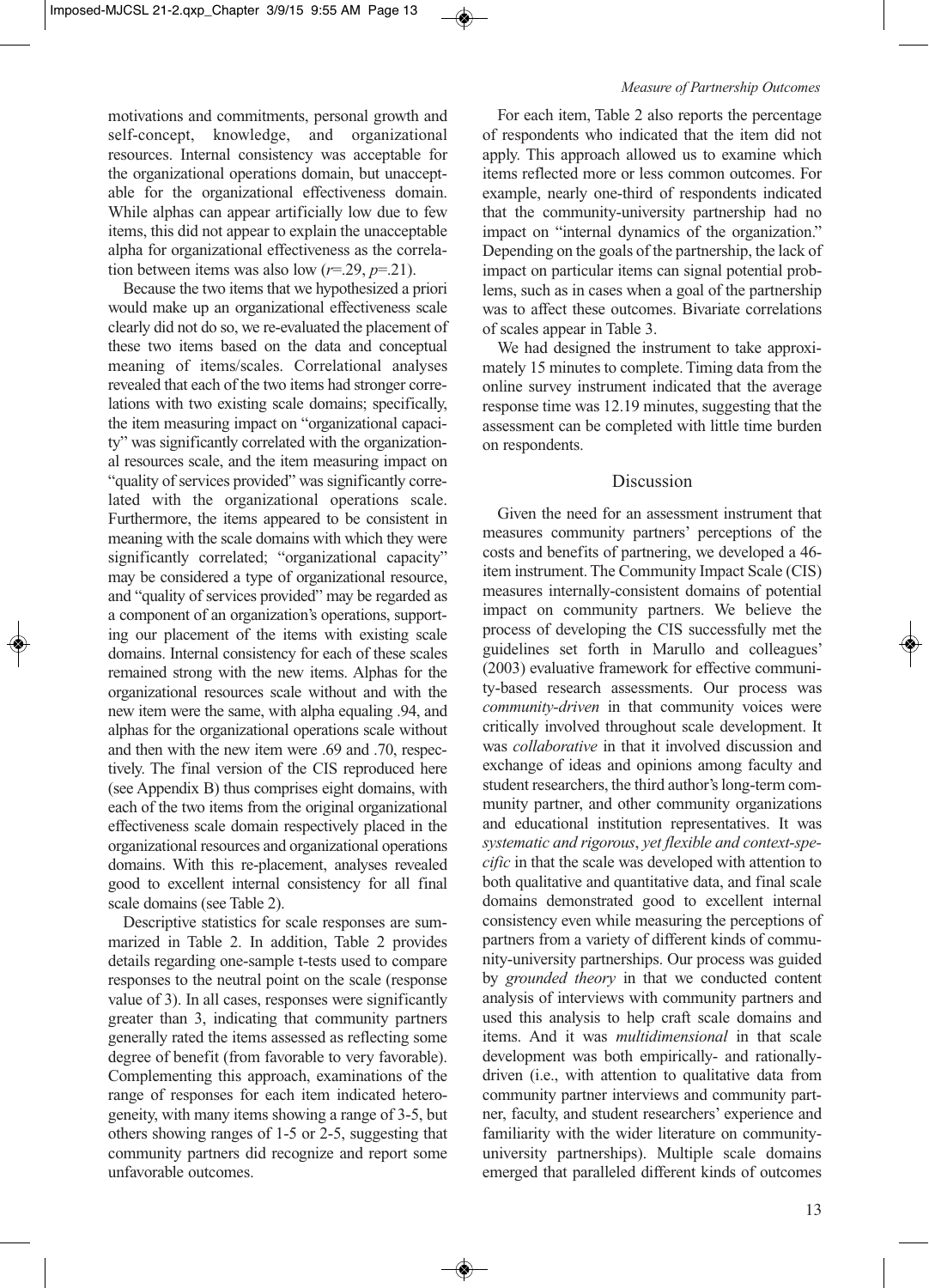motivations and commitments, personal growth and self-concept, knowledge, and organizational resources. Internal consistency was acceptable for the organizational operations domain, but unacceptable for the organizational effectiveness domain. While alphas can appear artificially low due to few items, this did not appear to explain the unacceptable alpha for organizational effectiveness as the correlation between items was also low ($r$=.29, $p$=.21).

Because the two items that we hypothesized a priori would make up an organizational effectiveness scale clearly did not do so, we re-evaluated the placement of these two items based on the data and conceptual meaning of items/scales. Correlational analyses revealed that each of the two items had stronger correlations with two existing scale domains; specifically, the item measuring impact on "organizational capacity" was significantly correlated with the organizational resources scale, and the item measuring impact on "quality of services provided" was significantly correlated with the organizational operations scale. Furthermore, the items appeared to be consistent in meaning with the scale domains with which they were significantly correlated; "organizational capacity" may be considered a type of organizational resource, and "quality of services provided" may be regarded as a component of an organization's operations, supporting our placement of the items with existing scale domains. Internal consistency for each of these scales remained strong with the new items. Alphas for the organizational resources scale without and with the new item were the same, with alpha equaling .94, and alphas for the organizational operations scale without and then with the new item were .69 and .70, respectively. The final version of the CIS reproduced here (see Appendix B) thus comprises eight domains, with each of the two items from the original organizational effectiveness scale domain respectively placed in the organizational resources and organizational operations domains. With this re-placement, analyses revealed good to excellent internal consistency for all final scale domains (see Table 2).

Descriptive statistics for scale responses are summarized in Table 2. In addition, Table 2 provides details regarding one-sample t-tests used to compare responses to the neutral point on the scale (response value of 3). In all cases, responses were significantly greater than 3, indicating that community partners generally rated the items assessed as reflecting some degree of benefit (from favorable to very favorable). Complementing this approach, examinations of the range of responses for each item indicated heterogeneity, with many items showing a range of 3-5, but others showing ranges of 1-5 or 2-5, suggesting that community partners did recognize and report some unfavorable outcomes.

For each item, Table 2 also reports the percentage of respondents who indicated that the item did not apply. This approach allowed us to examine which items reflected more or less common outcomes. For example, nearly one-third of respondents indicated that the community-university partnership had no impact on "internal dynamics of the organization." Depending on the goals of the partnership, the lack of impact on particular items can signal potential problems, such as in cases when a goal of the partnership was to affect these outcomes. Bivariate correlations of scales appear in Table 3.

We had designed the instrument to take approximately 15 minutes to complete. Timing data from the online survey instrument indicated that the average response time was 12.19 minutes, suggesting that the assessment can be completed with little time burden on respondents.

## Discussion

Given the need for an assessment instrument that measures community partners' perceptions of the costs and benefits of partnering, we developed a 46-item instrument. The Community Impact Scale (CIS) measures internally-consistent domains of potential impact on community partners. We believe the process of developing the CIS successfully met the guidelines set forth in Marullo and colleagues' (2003) evaluative framework for effective community-based research assessments. Our process was *community-driven* in that community voices were critically involved throughout scale development. It was *collaborative* in that it involved discussion and exchange of ideas and opinions among faculty and student researchers, the third author's long-term community partner, and other community organizations and educational institution representatives. It was *systematic and rigorous*, *yet flexible and context-specific* in that the scale was developed with attention to both qualitative and quantitative data, and final scale domains demonstrated good to excellent internal consistency even while measuring the perceptions of partners from a variety of different kinds of community-university partnerships. Our process was guided by *grounded theory* in that we conducted content analysis of interviews with community partners and used this analysis to help craft scale domains and items. And it was *multidimensional* in that scale development was both empirically- and rationally-driven (i.e., with attention to qualitative data from community partner interviews and community partner, faculty, and student researchers' experience and familiarity with the wider literature on community-university partnerships). Multiple scale domains emerged that paralleled different kinds of outcomes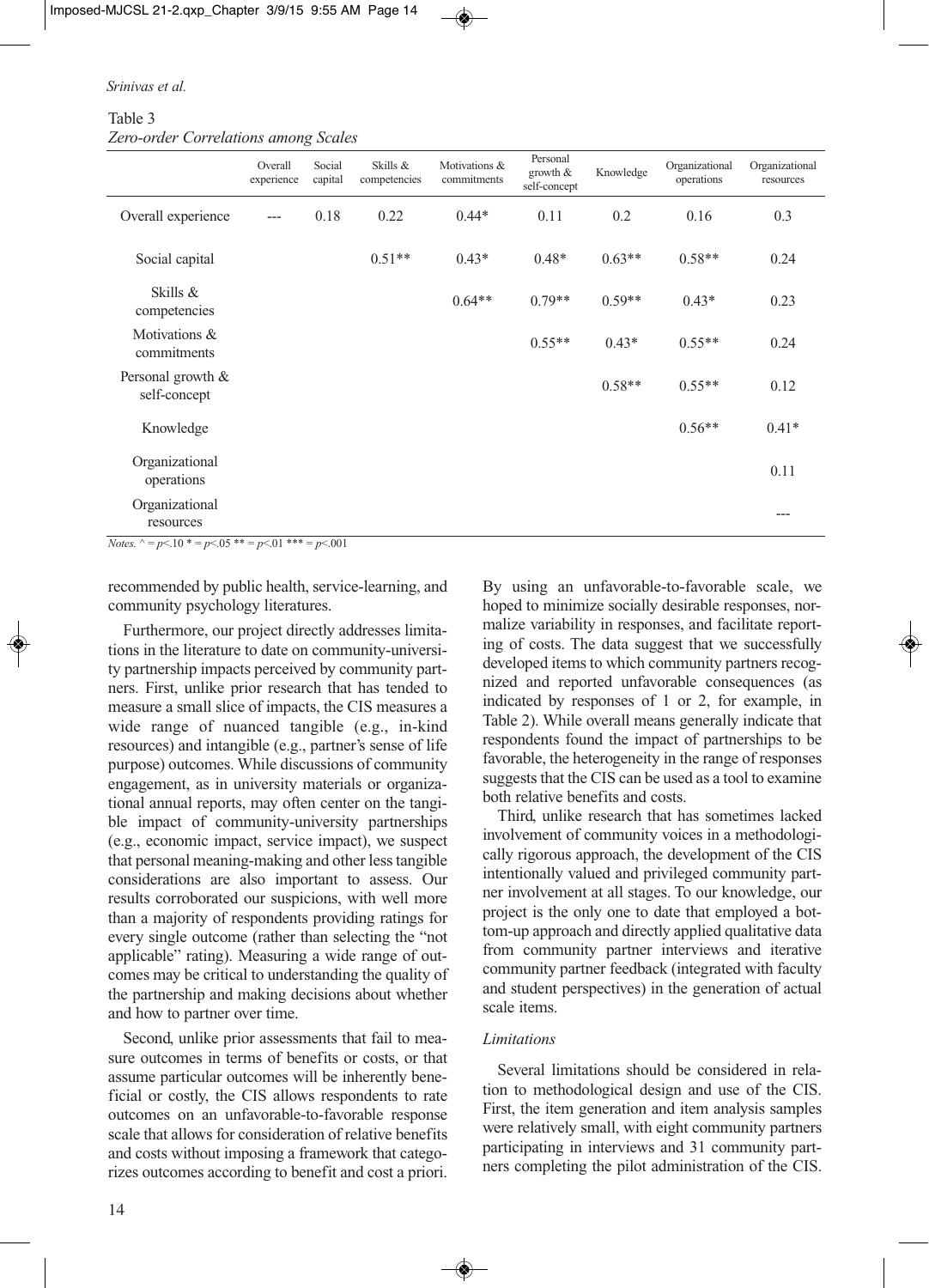Table 3
*Zero-order Correlations among Scales*

| | Overall experience | Social capital | Skills & competencies | Motivations & commitments | Personal growth & self-concept | Knowledge | Organizational operations | Organizational resources |
|---|---|---|---|---|---|---|---|---|
| Overall experience | --- | 0.18 | 0.22 | 0.44* | 0.11 | 0.2 | 0.16 | 0.3 |
| Social capital | | | 0.51** | 0.43* | 0.48* | 0.63** | 0.58** | 0.24 |
| Skills & competencies | | | | 0.64** | 0.79** | 0.59** | 0.43* | 0.23 |
| Motivations & commitments | | | | | 0.55** | 0.43* | 0.55** | 0.24 |
| Personal growth & self-concept | | | | | | 0.58** | 0.55** | 0.12 |
| Knowledge | | | | | | | 0.56** | 0.41* |
| Organizational operations | | | | | | | | 0.11 |
| Organizational resources | | | | | | | | --- |

*Notes.* ^ = $p$<.10 * = $p$<.05 ** = $p$<.01 *** = $p$<.001

recommended by public health, service-learning, and community psychology literatures.

Furthermore, our project directly addresses limitations in the literature to date on community-university partnership impacts perceived by community partners. First, unlike prior research that has tended to measure a small slice of impacts, the CIS measures a wide range of nuanced tangible (e.g., in-kind resources) and intangible (e.g., partner's sense of life purpose) outcomes. While discussions of community engagement, as in university materials or organizational annual reports, may often center on the tangible impact of community-university partnerships (e.g., economic impact, service impact), we suspect that personal meaning-making and other less tangible considerations are also important to assess. Our results corroborated our suspicions, with well more than a majority of respondents providing ratings for every single outcome (rather than selecting the "not applicable" rating). Measuring a wide range of outcomes may be critical to understanding the quality of the partnership and making decisions about whether and how to partner over time.

Second, unlike prior assessments that fail to measure outcomes in terms of benefits or costs, or that assume particular outcomes will be inherently beneficial or costly, the CIS allows respondents to rate outcomes on an unfavorable-to-favorable response scale that allows for consideration of relative benefits and costs without imposing a framework that categorizes outcomes according to benefit and cost a priori. By using an unfavorable-to-favorable scale, we hoped to minimize socially desirable responses, normalize variability in responses, and facilitate reporting of costs. The data suggest that we successfully developed items to which community partners recognized and reported unfavorable consequences (as indicated by responses of 1 or 2, for example, in Table 2). While overall means generally indicate that respondents found the impact of partnerships to be favorable, the heterogeneity in the range of responses suggests that the CIS can be used as a tool to examine both relative benefits and costs.

Third, unlike research that has sometimes lacked involvement of community voices in a methodologically rigorous approach, the development of the CIS intentionally valued and privileged community partner involvement at all stages. To our knowledge, our project is the only one to date that employed a bottom-up approach and directly applied qualitative data from community partner interviews and iterative community partner feedback (integrated with faculty and student perspectives) in the generation of actual scale items.

### *Limitations*

Several limitations should be considered in relation to methodological design and use of the CIS. First, the item generation and item analysis samples were relatively small, with eight community partners participating in interviews and 31 community partners completing the pilot administration of the CIS.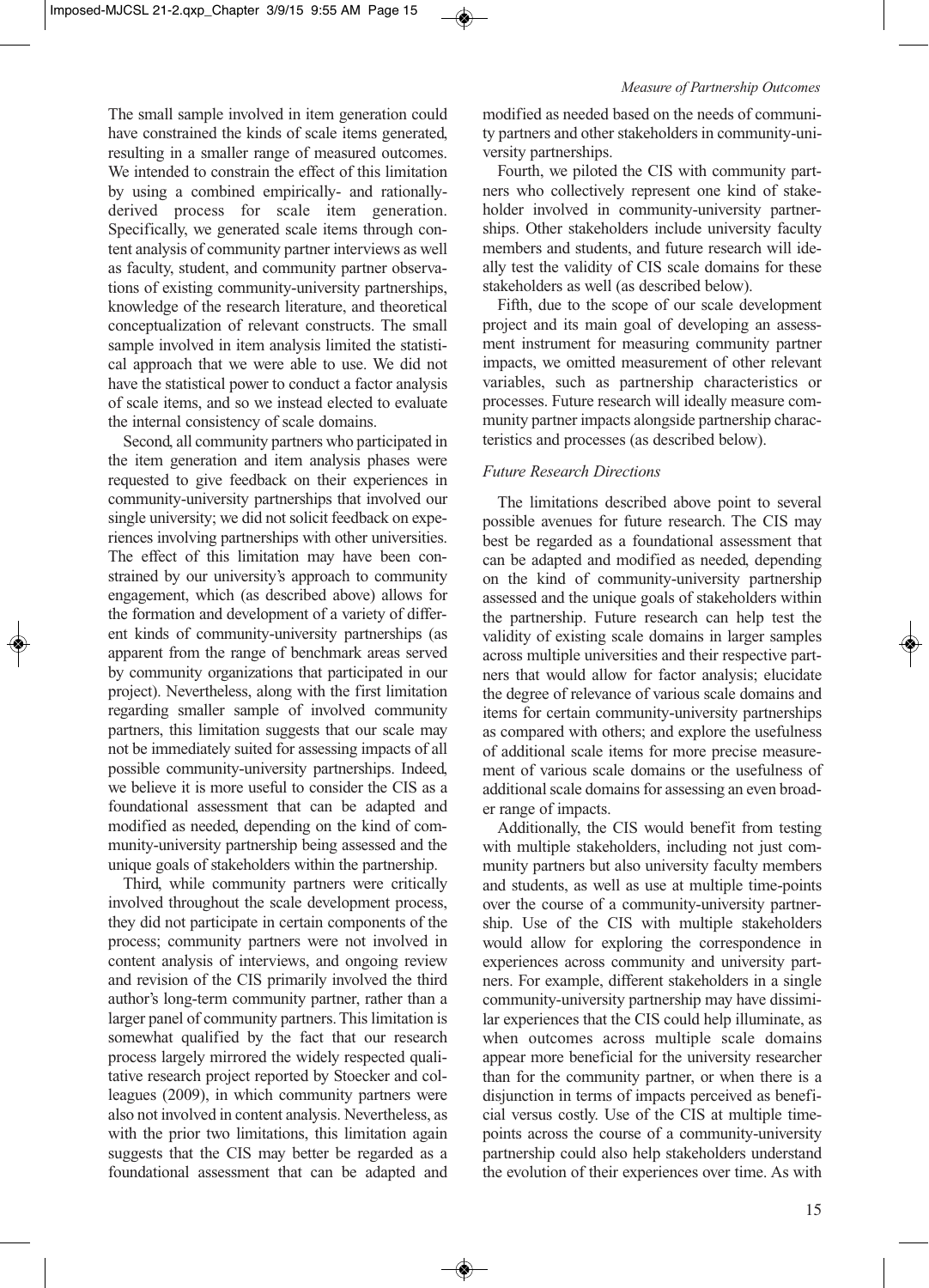The small sample involved in item generation could have constrained the kinds of scale items generated, resulting in a smaller range of measured outcomes. We intended to constrain the effect of this limitation by using a combined empirically- and rationally-derived process for scale item generation. Specifically, we generated scale items through content analysis of community partner interviews as well as faculty, student, and community partner observations of existing community-university partnerships, knowledge of the research literature, and theoretical conceptualization of relevant constructs. The small sample involved in item analysis limited the statistical approach that we were able to use. We did not have the statistical power to conduct a factor analysis of scale items, and so we instead elected to evaluate the internal consistency of scale domains.

Second, all community partners who participated in the item generation and item analysis phases were requested to give feedback on their experiences in community-university partnerships that involved our single university; we did not solicit feedback on experiences involving partnerships with other universities. The effect of this limitation may have been constrained by our university's approach to community engagement, which (as described above) allows for the formation and development of a variety of different kinds of community-university partnerships (as apparent from the range of benchmark areas served by community organizations that participated in our project). Nevertheless, along with the first limitation regarding smaller sample of involved community partners, this limitation suggests that our scale may not be immediately suited for assessing impacts of all possible community-university partnerships. Indeed, we believe it is more useful to consider the CIS as a foundational assessment that can be adapted and modified as needed, depending on the kind of community-university partnership being assessed and the unique goals of stakeholders within the partnership.

Third, while community partners were critically involved throughout the scale development process, they did not participate in certain components of the process; community partners were not involved in content analysis of interviews, and ongoing review and revision of the CIS primarily involved the third author's long-term community partner, rather than a larger panel of community partners. This limitation is somewhat qualified by the fact that our research process largely mirrored the widely respected qualitative research project reported by Stoecker and colleagues (2009), in which community partners were also not involved in content analysis. Nevertheless, as with the prior two limitations, this limitation again suggests that the CIS may better be regarded as a foundational assessment that can be adapted and modified as needed based on the needs of community partners and other stakeholders in community-university partnerships.

Fourth, we piloted the CIS with community partners who collectively represent one kind of stakeholder involved in community-university partnerships. Other stakeholders include university faculty members and students, and future research will ideally test the validity of CIS scale domains for these stakeholders as well (as described below).

Fifth, due to the scope of our scale development project and its main goal of developing an assessment instrument for measuring community partner impacts, we omitted measurement of other relevant variables, such as partnership characteristics or processes. Future research will ideally measure community partner impacts alongside partnership characteristics and processes (as described below).

### *Future Research Directions*

The limitations described above point to several possible avenues for future research. The CIS may best be regarded as a foundational assessment that can be adapted and modified as needed, depending on the kind of community-university partnership assessed and the unique goals of stakeholders within the partnership. Future research can help test the validity of existing scale domains in larger samples across multiple universities and their respective partners that would allow for factor analysis; elucidate the degree of relevance of various scale domains and items for certain community-university partnerships as compared with others; and explore the usefulness of additional scale items for more precise measurement of various scale domains or the usefulness of additional scale domains for assessing an even broader range of impacts.

Additionally, the CIS would benefit from testing with multiple stakeholders, including not just community partners but also university faculty members and students, as well as use at multiple time-points over the course of a community-university partnership. Use of the CIS with multiple stakeholders would allow for exploring the correspondence in experiences across community and university partners. For example, different stakeholders in a single community-university partnership may have dissimilar experiences that the CIS could help illuminate, as when outcomes across multiple scale domains appear more beneficial for the university researcher than for the community partner, or when there is a disjunction in terms of impacts perceived as beneficial versus costly. Use of the CIS at multiple time-points across the course of a community-university partnership could also help stakeholders understand the evolution of their experiences over time. As with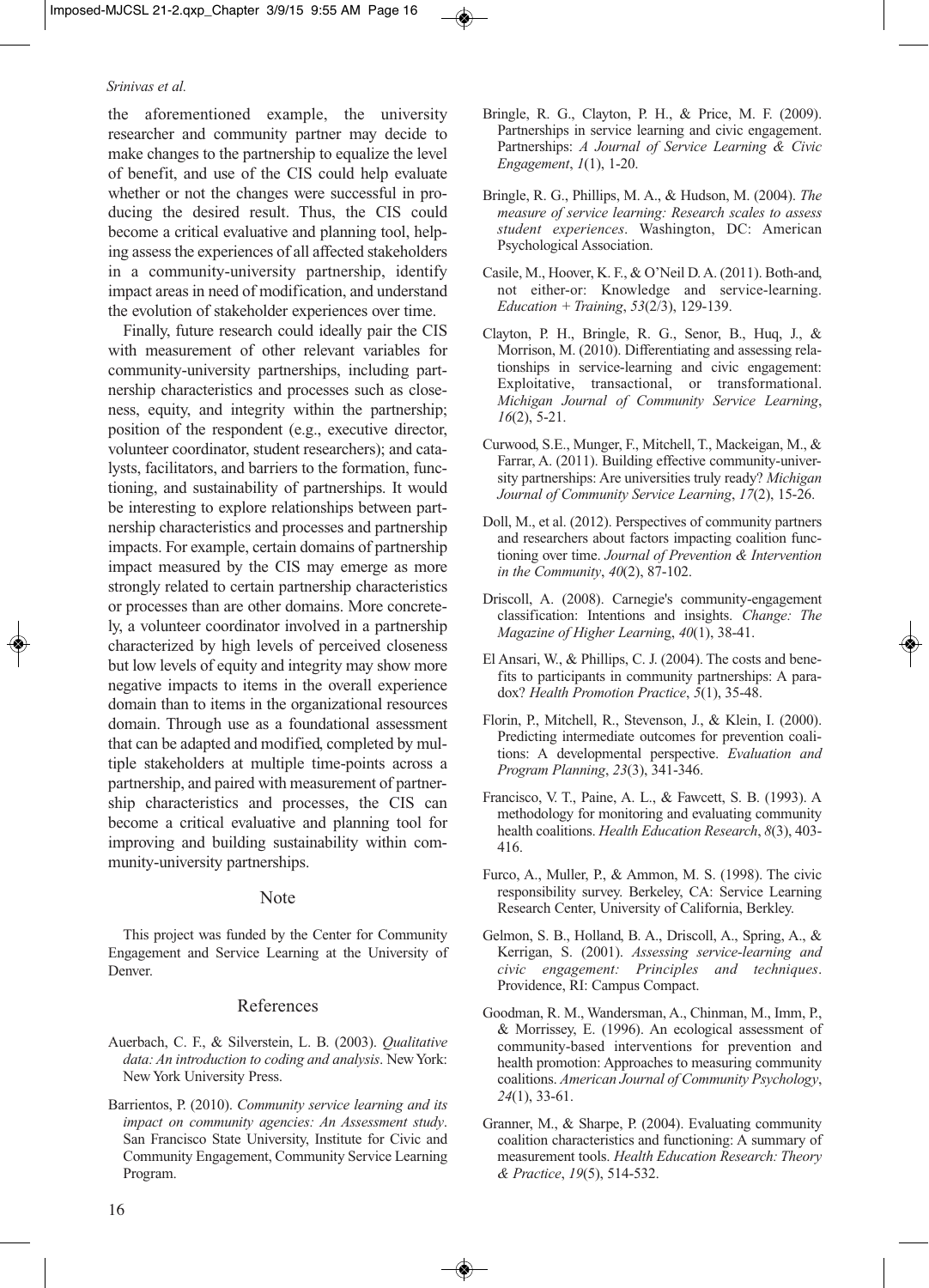the aforementioned example, the university researcher and community partner may decide to make changes to the partnership to equalize the level of benefit, and use of the CIS could help evaluate whether or not the changes were successful in producing the desired result. Thus, the CIS could become a critical evaluative and planning tool, helping assess the experiences of all affected stakeholders in a community-university partnership, identify impact areas in need of modification, and understand the evolution of stakeholder experiences over time.

Finally, future research could ideally pair the CIS with measurement of other relevant variables for community-university partnerships, including partnership characteristics and processes such as closeness, equity, and integrity within the partnership; position of the respondent (e.g., executive director, volunteer coordinator, student researchers); and catalysts, facilitators, and barriers to the formation, functioning, and sustainability of partnerships. It would be interesting to explore relationships between partnership characteristics and processes and partnership impacts. For example, certain domains of partnership impact measured by the CIS may emerge as more strongly related to certain partnership characteristics or processes than are other domains. More concretely, a volunteer coordinator involved in a partnership characterized by high levels of perceived closeness but low levels of equity and integrity may show more negative impacts to items in the overall experience domain than to items in the organizational resources domain. Through use as a foundational assessment that can be adapted and modified, completed by multiple stakeholders at multiple time-points across a partnership, and paired with measurement of partnership characteristics and processes, the CIS can become a critical evaluative and planning tool for improving and building sustainability within community-university partnerships.

## Note

This project was funded by the Center for Community Engagement and Service Learning at the University of Denver.

## References

Auerbach, C. F., & Silverstein, L. B. (2003). *Qualitative data: An introduction to coding and analysis*. New York: New York University Press.

Barrientos, P. (2010). *Community service learning and its impact on community agencies: An Assessment study*. San Francisco State University, Institute for Civic and Community Engagement, Community Service Learning Program.

Bringle, R. G., Clayton, P. H., & Price, M. F. (2009). Partnerships in service learning and civic engagement. Partnerships: *A Journal of Service Learning & Civic Engagement*, *1*(1), 1-20.

Bringle, R. G., Phillips, M. A., & Hudson, M. (2004). *The measure of service learning: Research scales to assess student experiences*. Washington, DC: American Psychological Association.

Casile, M., Hoover, K. F., & O'Neil D. A. (2011). Both-and, not either-or: Knowledge and service-learning. *Education + Training*, *53*(2/3), 129-139.

Clayton, P. H., Bringle, R. G., Senor, B., Huq, J., & Morrison, M. (2010). Differentiating and assessing relationships in service-learning and civic engagement: Exploitative, transactional, or transformational. *Michigan Journal of Community Service Learning*, *16*(2), 5-21.

Curwood, S.E., Munger, F., Mitchell, T., Mackeigan, M., & Farrar, A. (2011). Building effective community-university partnerships: Are universities truly ready? *Michigan Journal of Community Service Learning*, *17*(2), 15-26.

Doll, M., et al. (2012). Perspectives of community partners and researchers about factors impacting coalition functioning over time. *Journal of Prevention & Intervention in the Community*, *40*(2), 87-102.

Driscoll, A. (2008). Carnegie's community-engagement classification: Intentions and insights. *Change: The Magazine of Higher Learning*, *40*(1), 38-41.

El Ansari, W., & Phillips, C. J. (2004). The costs and benefits to participants in community partnerships: A paradox? *Health Promotion Practice*, *5*(1), 35-48.

Florin, P., Mitchell, R., Stevenson, J., & Klein, I. (2000). Predicting intermediate outcomes for prevention coalitions: A developmental perspective. *Evaluation and Program Planning*, *23*(3), 341-346.

Francisco, V. T., Paine, A. L., & Fawcett, S. B. (1993). A methodology for monitoring and evaluating community health coalitions. *Health Education Research*, *8*(3), 403-416.

Furco, A., Muller, P., & Ammon, M. S. (1998). The civic responsibility survey. Berkeley, CA: Service Learning Research Center, University of California, Berkley.

Gelmon, S. B., Holland, B. A., Driscoll, A., Spring, A., & Kerrigan, S. (2001). *Assessing service-learning and civic engagement: Principles and techniques*. Providence, RI: Campus Compact.

Goodman, R. M., Wandersman, A., Chinman, M., Imm, P., & Morrissey, E. (1996). An ecological assessment of community-based interventions for prevention and health promotion: Approaches to measuring community coalitions. *American Journal of Community Psychology*, *24*(1), 33-61.

Granner, M., & Sharpe, P. (2004). Evaluating community coalition characteristics and functioning: A summary of measurement tools. *Health Education Research: Theory & Practice*, *19*(5), 514-532.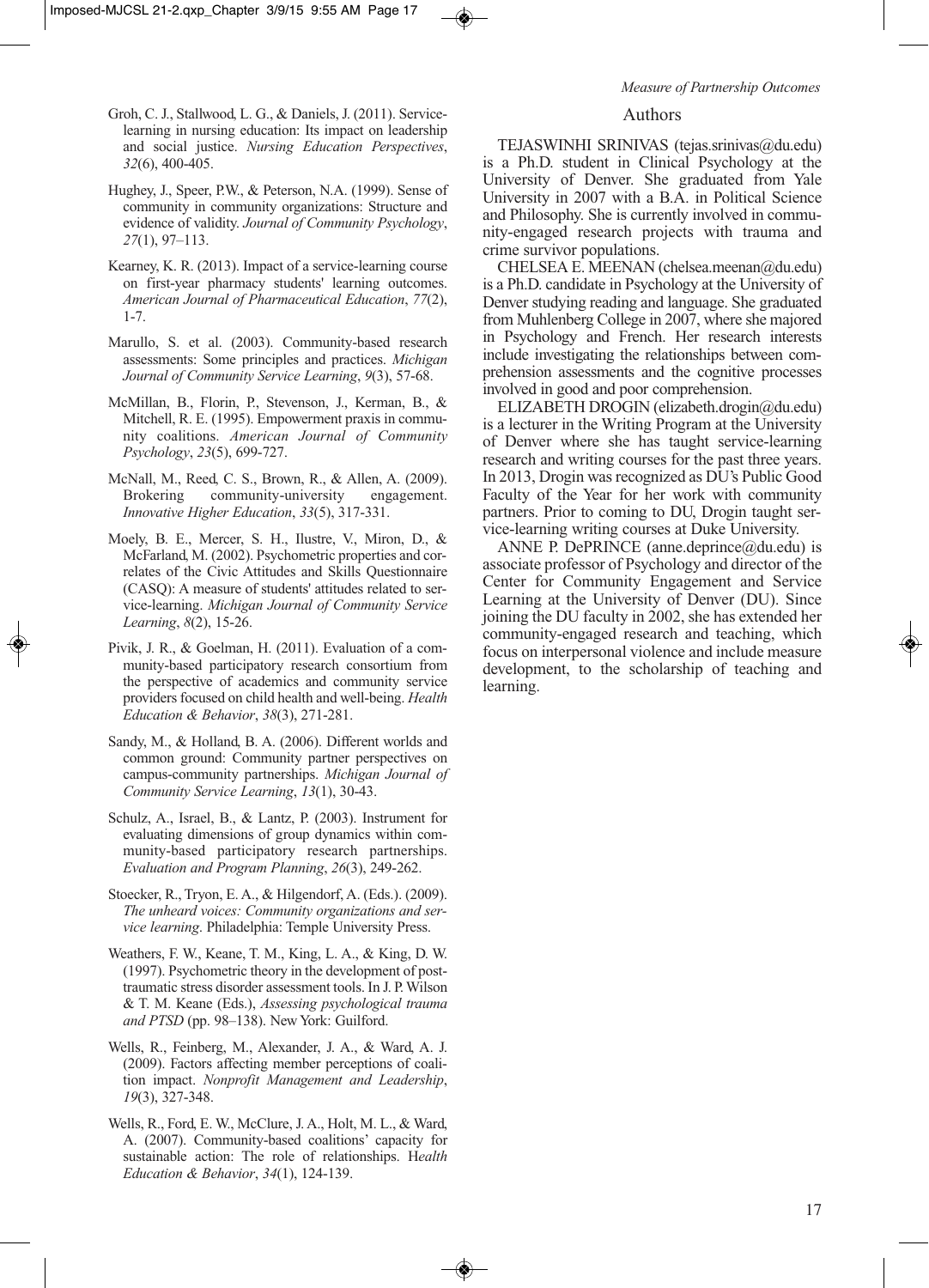Groh, C. J., Stallwood, L. G., & Daniels, J. (2011). Service-learning in nursing education: Its impact on leadership and social justice. *Nursing Education Perspectives*, *32*(6), 400-405.

Hughey, J., Speer, P.W., & Peterson, N.A. (1999). Sense of community in community organizations: Structure and evidence of validity. *Journal of Community Psychology*, *27*(1), 97–113.

Kearney, K. R. (2013). Impact of a service-learning course on first-year pharmacy students' learning outcomes. *American Journal of Pharmaceutical Education*, *77*(2), 1-7.

Marullo, S. et al. (2003). Community-based research assessments: Some principles and practices. *Michigan Journal of Community Service Learning*, *9*(3), 57-68.

McMillan, B., Florin, P., Stevenson, J., Kerman, B., & Mitchell, R. E. (1995). Empowerment praxis in community coalitions. *American Journal of Community Psychology*, *23*(5), 699-727.

McNall, M., Reed, C. S., Brown, R., & Allen, A. (2009). Brokering community-university engagement. *Innovative Higher Education*, *33*(5), 317-331.

Moely, B. E., Mercer, S. H., Ilustre, V., Miron, D., & McFarland, M. (2002). Psychometric properties and correlates of the Civic Attitudes and Skills Questionnaire (CASQ): A measure of students' attitudes related to service-learning. *Michigan Journal of Community Service Learning*, *8*(2), 15-26.

Pivik, J. R., & Goelman, H. (2011). Evaluation of a community-based participatory research consortium from the perspective of academics and community service providers focused on child health and well-being. *Health Education & Behavior*, *38*(3), 271-281.

Sandy, M., & Holland, B. A. (2006). Different worlds and common ground: Community partner perspectives on campus-community partnerships. *Michigan Journal of Community Service Learning*, *13*(1), 30-43.

Schulz, A., Israel, B., & Lantz, P. (2003). Instrument for evaluating dimensions of group dynamics within community-based participatory research partnerships. *Evaluation and Program Planning*, *26*(3), 249-262.

Stoecker, R., Tryon, E. A., & Hilgendorf, A. (Eds.). (2009). *The unheard voices: Community organizations and service learning*. Philadelphia: Temple University Press.

Weathers, F. W., Keane, T. M., King, L. A., & King, D. W. (1997). Psychometric theory in the development of posttraumatic stress disorder assessment tools. In J. P. Wilson & T. M. Keane (Eds.), *Assessing psychological trauma and PTSD* (pp. 98–138). New York: Guilford.

Wells, R., Feinberg, M., Alexander, J. A., & Ward, A. J. (2009). Factors affecting member perceptions of coalition impact. *Nonprofit Management and Leadership*, *19*(3), 327-348.

Wells, R., Ford, E. W., McClure, J. A., Holt, M. L., & Ward, A. (2007). Community-based coalitions' capacity for sustainable action: The role of relationships. *Health Education & Behavior*, *34*(1), 124-139.

## Authors

TEJASWINHI SRINIVAS (tejas.srinivas@du.edu) is a Ph.D. student in Clinical Psychology at the University of Denver. She graduated from Yale University in 2007 with a B.A. in Political Science and Philosophy. She is currently involved in community-engaged research projects with trauma and crime survivor populations.

CHELSEA E. MEENAN (chelsea.meenan@du.edu) is a Ph.D. candidate in Psychology at the University of Denver studying reading and language. She graduated from Muhlenberg College in 2007, where she majored in Psychology and French. Her research interests include investigating the relationships between comprehension assessments and the cognitive processes involved in good and poor comprehension.

ELIZABETH DROGIN (elizabeth.drogin@du.edu) is a lecturer in the Writing Program at the University of Denver where she has taught service-learning research and writing courses for the past three years. In 2013, Drogin was recognized as DU's Public Good Faculty of the Year for her work with community partners. Prior to coming to DU, Drogin taught service-learning writing courses at Duke University.

ANNE P. DePRINCE (anne.deprince@du.edu) is associate professor of Psychology and director of the Center for Community Engagement and Service Learning at the University of Denver (DU). Since joining the DU faculty in 2002, she has extended her community-engaged research and teaching, which focus on interpersonal violence and include measure development, to the scholarship of teaching and learning.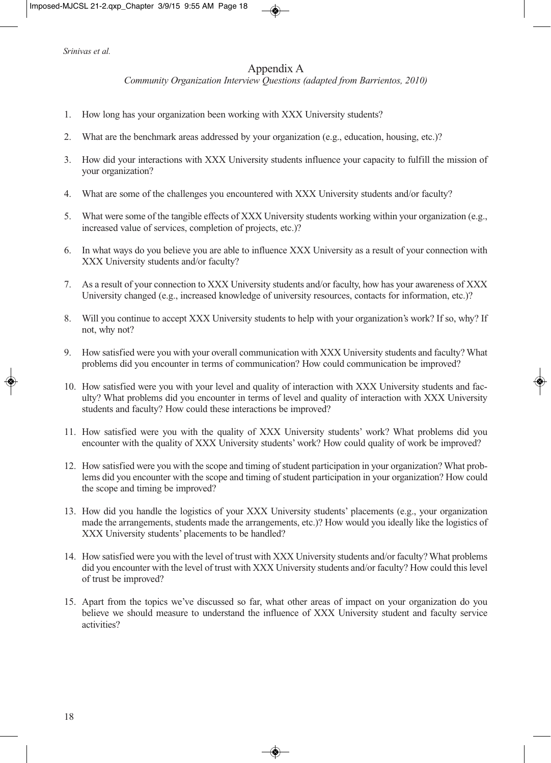## Appendix A

*Community Organization Interview Questions (adapted from Barrientos, 2010)*

1. How long has your organization been working with XXX University students?
2. What are the benchmark areas addressed by your organization (e.g., education, housing, etc.)?
3. How did your interactions with XXX University students influence your capacity to fulfill the mission of your organization?
4. What are some of the challenges you encountered with XXX University students and/or faculty?
5. What were some of the tangible effects of XXX University students working within your organization (e.g., increased value of services, completion of projects, etc.)?
6. In what ways do you believe you are able to influence XXX University as a result of your connection with XXX University students and/or faculty?
7. As a result of your connection to XXX University students and/or faculty, how has your awareness of XXX University changed (e.g., increased knowledge of university resources, contacts for information, etc.)?
8. Will you continue to accept XXX University students to help with your organization's work? If so, why? If not, why not?
9. How satisfied were you with your overall communication with XXX University students and faculty? What problems did you encounter in terms of communication? How could communication be improved?
10. How satisfied were you with your level and quality of interaction with XXX University students and faculty? What problems did you encounter in terms of level and quality of interaction with XXX University students and faculty? How could these interactions be improved?
11. How satisfied were you with the quality of XXX University students' work? What problems did you encounter with the quality of XXX University students' work? How could quality of work be improved?
12. How satisfied were you with the scope and timing of student participation in your organization? What problems did you encounter with the scope and timing of student participation in your organization? How could the scope and timing be improved?
13. How did you handle the logistics of your XXX University students' placements (e.g., your organization made the arrangements, students made the arrangements, etc.)? How would you ideally like the logistics of XXX University students' placements to be handled?
14. How satisfied were you with the level of trust with XXX University students and/or faculty? What problems did you encounter with the level of trust with XXX University students and/or faculty? How could this level of trust be improved?
15. Apart from the topics we've discussed so far, what other areas of impact on your organization do you believe we should measure to understand the influence of XXX University student and faculty service activities?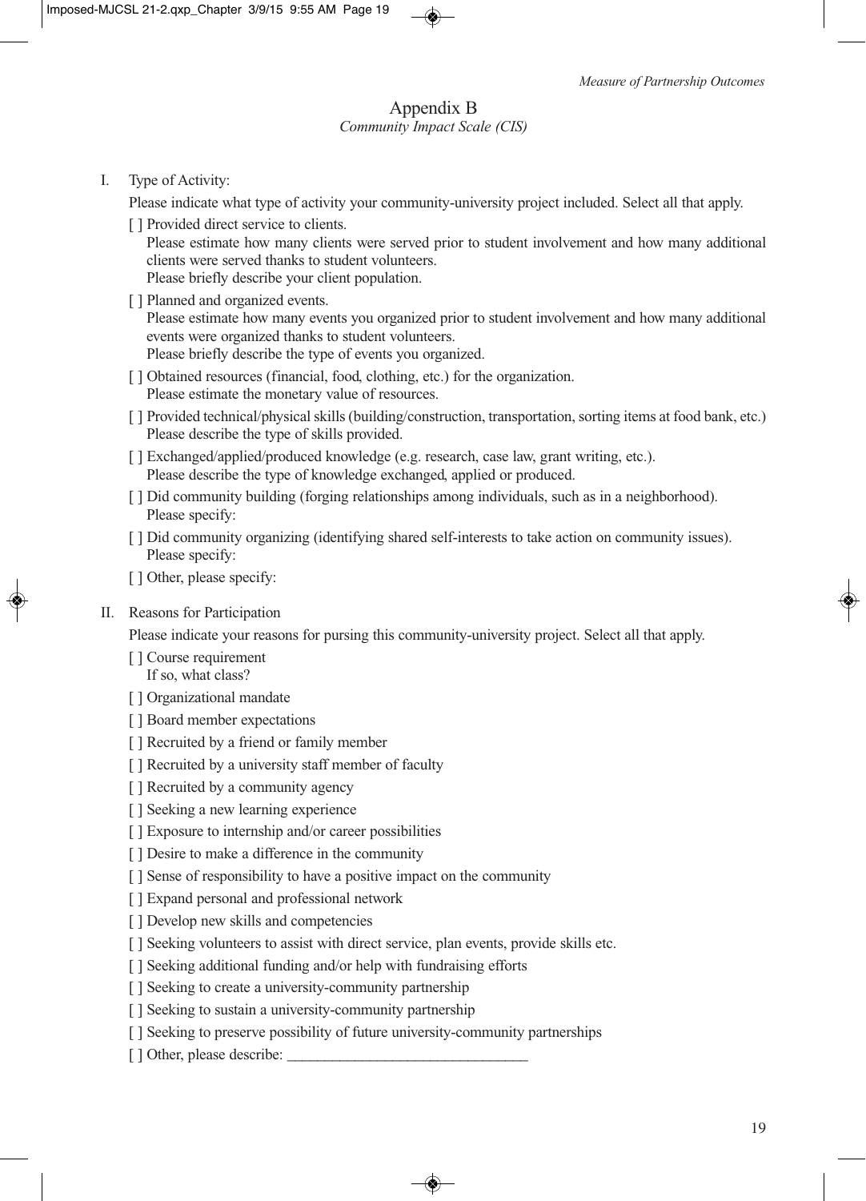## Appendix B

*Community Impact Scale (CIS)*

I. Type of Activity:

Please indicate what type of activity your community-university project included. Select all that apply.

[ ] Provided direct service to clients.
Please estimate how many clients were served prior to student involvement and how many additional clients were served thanks to student volunteers.
Please briefly describe your client population.

[ ] Planned and organized events.
Please estimate how many events you organized prior to student involvement and how many additional events were organized thanks to student volunteers.
Please briefly describe the type of events you organized.

[ ] Obtained resources (financial, food, clothing, etc.) for the organization.
Please estimate the monetary value of resources.

[ ] Provided technical/physical skills (building/construction, transportation, sorting items at food bank, etc.)
Please describe the type of skills provided.

[ ] Exchanged/applied/produced knowledge (e.g. research, case law, grant writing, etc.).
Please describe the type of knowledge exchanged, applied or produced.

[ ] Did community building (forging relationships among individuals, such as in a neighborhood).
Please specify:

[ ] Did community organizing (identifying shared self-interests to take action on community issues).
Please specify:

[ ] Other, please specify:

II. Reasons for Participation

Please indicate your reasons for pursing this community-university project. Select all that apply.

[ ] Course requirement
If so, what class?

[ ] Organizational mandate

[ ] Board member expectations

[ ] Recruited by a friend or family member

[ ] Recruited by a university staff member of faculty

[ ] Recruited by a community agency

[ ] Seeking a new learning experience

[ ] Exposure to internship and/or career possibilities

[ ] Desire to make a difference in the community

[ ] Sense of responsibility to have a positive impact on the community

[ ] Expand personal and professional network

[ ] Develop new skills and competencies

[ ] Seeking volunteers to assist with direct service, plan events, provide skills etc.

[ ] Seeking additional funding and/or help with fundraising efforts

[ ] Seeking to create a university-community partnership

[ ] Seeking to sustain a university-community partnership

[ ] Seeking to preserve possibility of future university-community partnerships

[ ] Other, please describe: _______________________________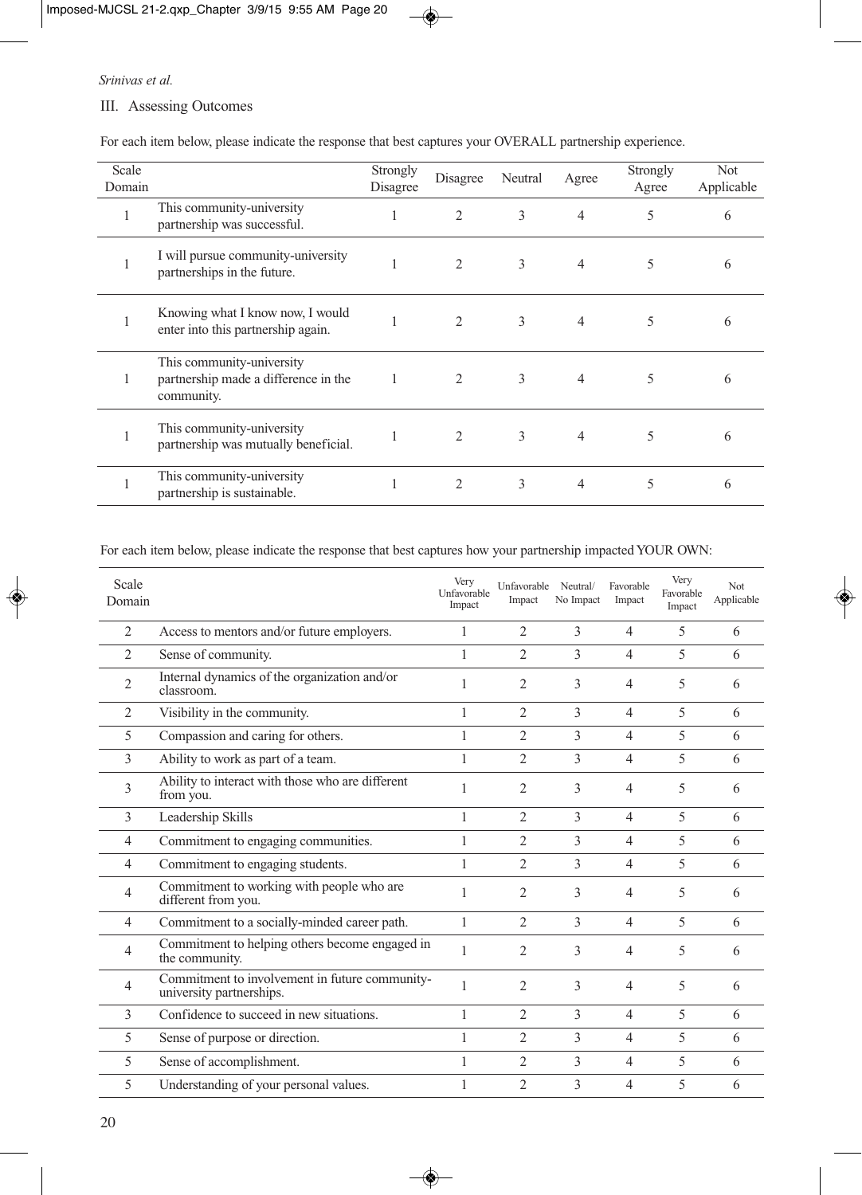## III. Assessing Outcomes

For each item below, please indicate the response that best captures your OVERALL partnership experience.

| Scale Domain | | Strongly Disagree | Disagree | Neutral | Agree | Strongly Agree | Not Applicable |
|---|---|---|---|---|---|---|---|
| 1 | This community-university partnership was successful. | 1 | 2 | 3 | 4 | 5 | 6 |
| 1 | I will pursue community-university partnerships in the future. | 1 | 2 | 3 | 4 | 5 | 6 |
| 1 | Knowing what I know now, I would enter into this partnership again. | 1 | 2 | 3 | 4 | 5 | 6 |
| 1 | This community-university partnership made a difference in the community. | 1 | 2 | 3 | 4 | 5 | 6 |
| 1 | This community-university partnership was mutually beneficial. | 1 | 2 | 3 | 4 | 5 | 6 |
| 1 | This community-university partnership is sustainable. | 1 | 2 | 3 | 4 | 5 | 6 |

For each item below, please indicate the response that best captures how your partnership impacted YOUR OWN:

| Scale Domain | | Very Unfavorable Impact | Unfavorable Impact | Neutral/ No Impact | Favorable Impact | Very Favorable Impact | Not Applicable |
|---|---|---|---|---|---|---|---|
| 2 | Access to mentors and/or future employers. | 1 | 2 | 3 | 4 | 5 | 6 |
| 2 | Sense of community. | 1 | 2 | 3 | 4 | 5 | 6 |
| 2 | Internal dynamics of the organization and/or classroom. | 1 | 2 | 3 | 4 | 5 | 6 |
| 2 | Visibility in the community. | 1 | 2 | 3 | 4 | 5 | 6 |
| 5 | Compassion and caring for others. | 1 | 2 | 3 | 4 | 5 | 6 |
| 3 | Ability to work as part of a team. | 1 | 2 | 3 | 4 | 5 | 6 |
| 3 | Ability to interact with those who are different from you. | 1 | 2 | 3 | 4 | 5 | 6 |
| 3 | Leadership Skills | 1 | 2 | 3 | 4 | 5 | 6 |
| 4 | Commitment to engaging communities. | 1 | 2 | 3 | 4 | 5 | 6 |
| 4 | Commitment to engaging students. | 1 | 2 | 3 | 4 | 5 | 6 |
| 4 | Commitment to working with people who are different from you. | 1 | 2 | 3 | 4 | 5 | 6 |
| 4 | Commitment to a socially-minded career path. | 1 | 2 | 3 | 4 | 5 | 6 |
| 4 | Commitment to helping others become engaged in the community. | 1 | 2 | 3 | 4 | 5 | 6 |
| 4 | Commitment to involvement in future community-university partnerships. | 1 | 2 | 3 | 4 | 5 | 6 |
| 3 | Confidence to succeed in new situations. | 1 | 2 | 3 | 4 | 5 | 6 |
| 5 | Sense of purpose or direction. | 1 | 2 | 3 | 4 | 5 | 6 |
| 5 | Sense of accomplishment. | 1 | 2 | 3 | 4 | 5 | 6 |
| 5 | Understanding of your personal values. | 1 | 2 | 3 | 4 | 5 | 6 |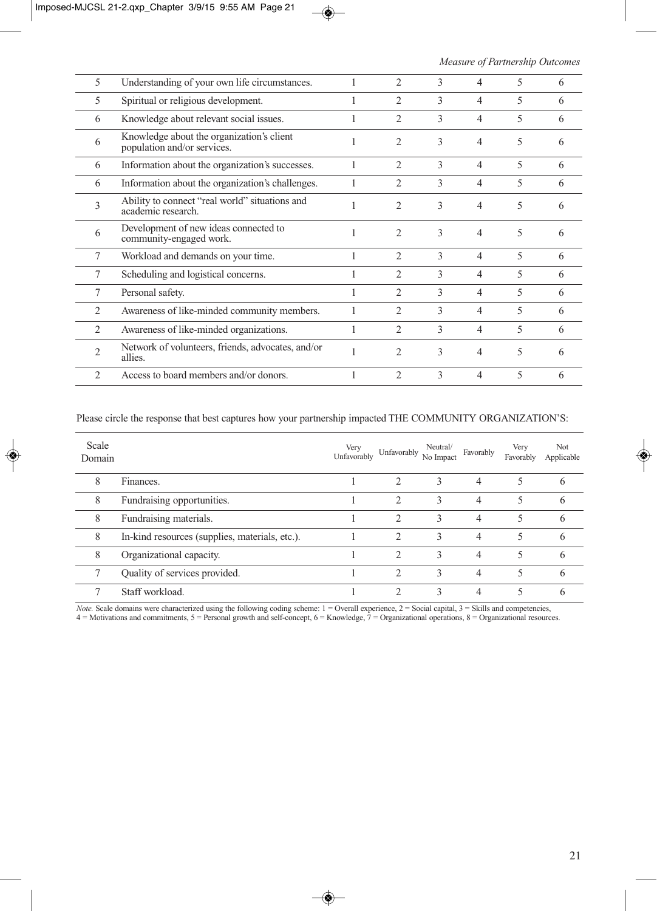| | | | | | | | |
|---|---|---|---|---|---|---|---|
| 5 | Understanding of your own life circumstances. | 1 | 2 | 3 | 4 | 5 | 6 |
| 5 | Spiritual or religious development. | 1 | 2 | 3 | 4 | 5 | 6 |
| 6 | Knowledge about relevant social issues. | 1 | 2 | 3 | 4 | 5 | 6 |
| 6 | Knowledge about the organization's client population and/or services. | 1 | 2 | 3 | 4 | 5 | 6 |
| 6 | Information about the organization's successes. | 1 | 2 | 3 | 4 | 5 | 6 |
| 6 | Information about the organization's challenges. | 1 | 2 | 3 | 4 | 5 | 6 |
| 3 | Ability to connect "real world" situations and academic research. | 1 | 2 | 3 | 4 | 5 | 6 |
| 6 | Development of new ideas connected to community-engaged work. | 1 | 2 | 3 | 4 | 5 | 6 |
| 7 | Workload and demands on your time. | 1 | 2 | 3 | 4 | 5 | 6 |
| 7 | Scheduling and logistical concerns. | 1 | 2 | 3 | 4 | 5 | 6 |
| 7 | Personal safety. | 1 | 2 | 3 | 4 | 5 | 6 |
| 2 | Awareness of like-minded community members. | 1 | 2 | 3 | 4 | 5 | 6 |
| 2 | Awareness of like-minded organizations. | 1 | 2 | 3 | 4 | 5 | 6 |
| 2 | Network of volunteers, friends, advocates, and/or allies. | 1 | 2 | 3 | 4 | 5 | 6 |
| 2 | Access to board members and/or donors. | 1 | 2 | 3 | 4 | 5 | 6 |

Please circle the response that best captures how your partnership impacted THE COMMUNITY ORGANIZATION'S:

| Scale Domain | | Very Unfavorably | Unfavorably | Neutral/ No Impact | Favorably | Very Favorably | Not Applicable |
|---|---|---|---|---|---|---|---|
| 8 | Finances. | 1 | 2 | 3 | 4 | 5 | 6 |
| 8 | Fundraising opportunities. | 1 | 2 | 3 | 4 | 5 | 6 |
| 8 | Fundraising materials. | 1 | 2 | 3 | 4 | 5 | 6 |
| 8 | In-kind resources (supplies, materials, etc.). | 1 | 2 | 3 | 4 | 5 | 6 |
| 8 | Organizational capacity. | 1 | 2 | 3 | 4 | 5 | 6 |
| 7 | Quality of services provided. | 1 | 2 | 3 | 4 | 5 | 6 |
| 7 | Staff workload. | 1 | 2 | 3 | 4 | 5 | 6 |

*Note.* Scale domains were characterized using the following coding scheme: 1 = Overall experience, 2 = Social capital, 3 = Skills and competencies, 4 = Motivations and commitments, 5 = Personal growth and self-concept, 6 = Knowledge, 7 = Organizational operations, 8 = Organizational resources.